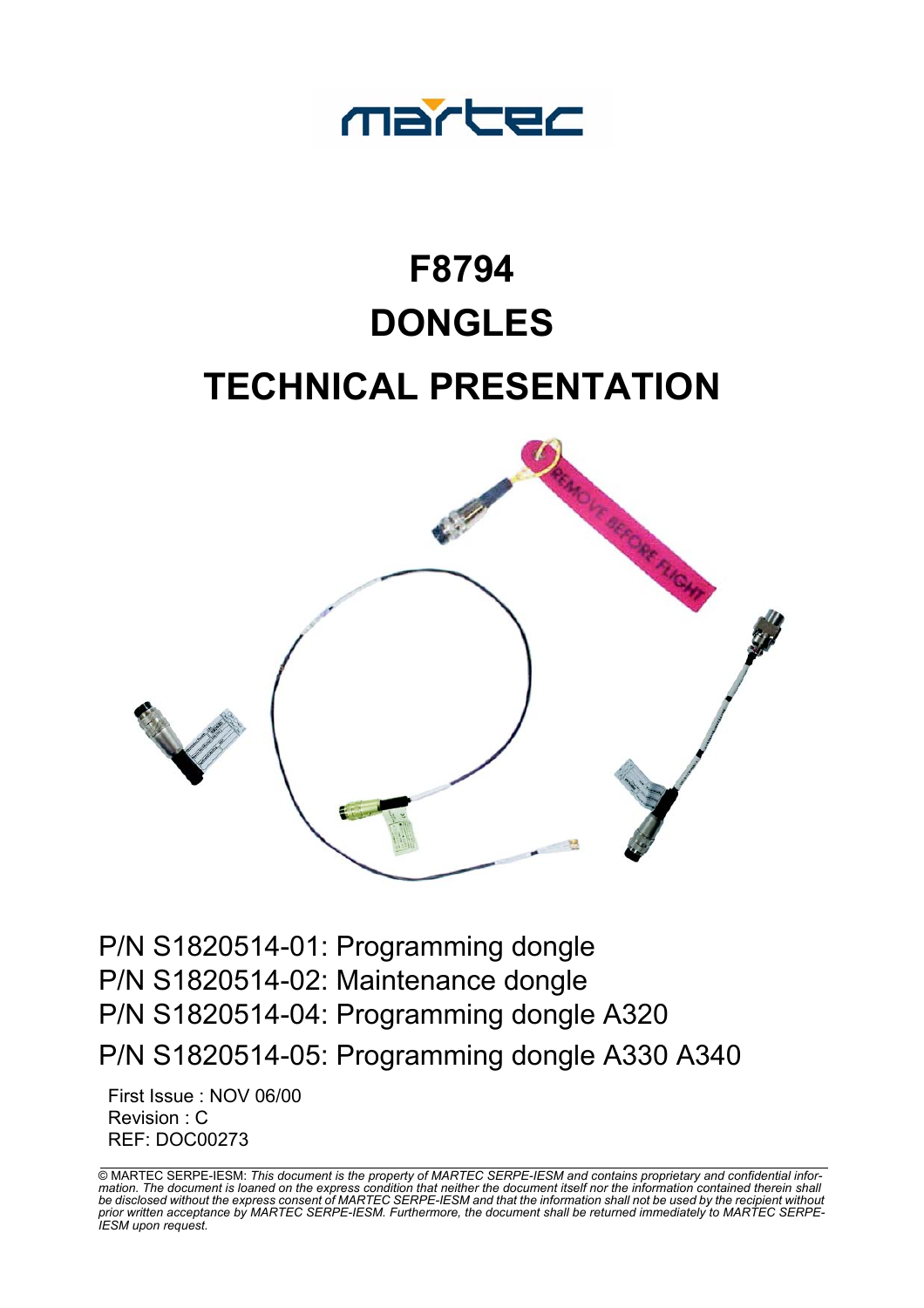martec

# F8794
# DONGLES
# TECHNICAL PRESENTATION

P/N S1820514-01: Programming dongle
P/N S1820514-02: Maintenance dongle
P/N S1820514-04: Programming dongle A320
P/N S1820514-05: Programming dongle A330 A340

First Issue : NOV 06/00
Revision : C
REF: DOC00273

© MARTEC SERPE-IESM: *This document is the property of MARTEC SERPE-IESM and contains proprietary and confidential information. The document is loaned on the express condition that neither the document itself nor the information contained therein shall be disclosed without the express consent of MARTEC SERPE-IESM and that the information shall not be used by the recipient without prior written acceptance by MARTEC SERPE-IESM. Furthermore, the document shall be returned immediately to MARTEC SERPE-IESM upon request.*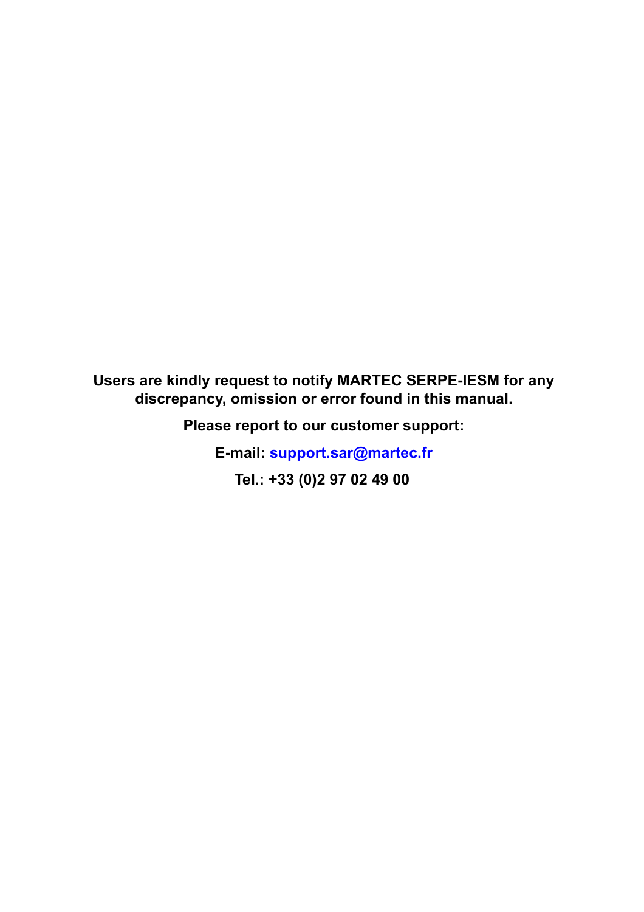**Users are kindly request to notify MARTEC SERPE-IESM for any discrepancy, omission or error found in this manual.**

**Please report to our customer support:**

**E-mail: support.sar@martec.fr**

**Tel.: +33 (0)2 97 02 49 00**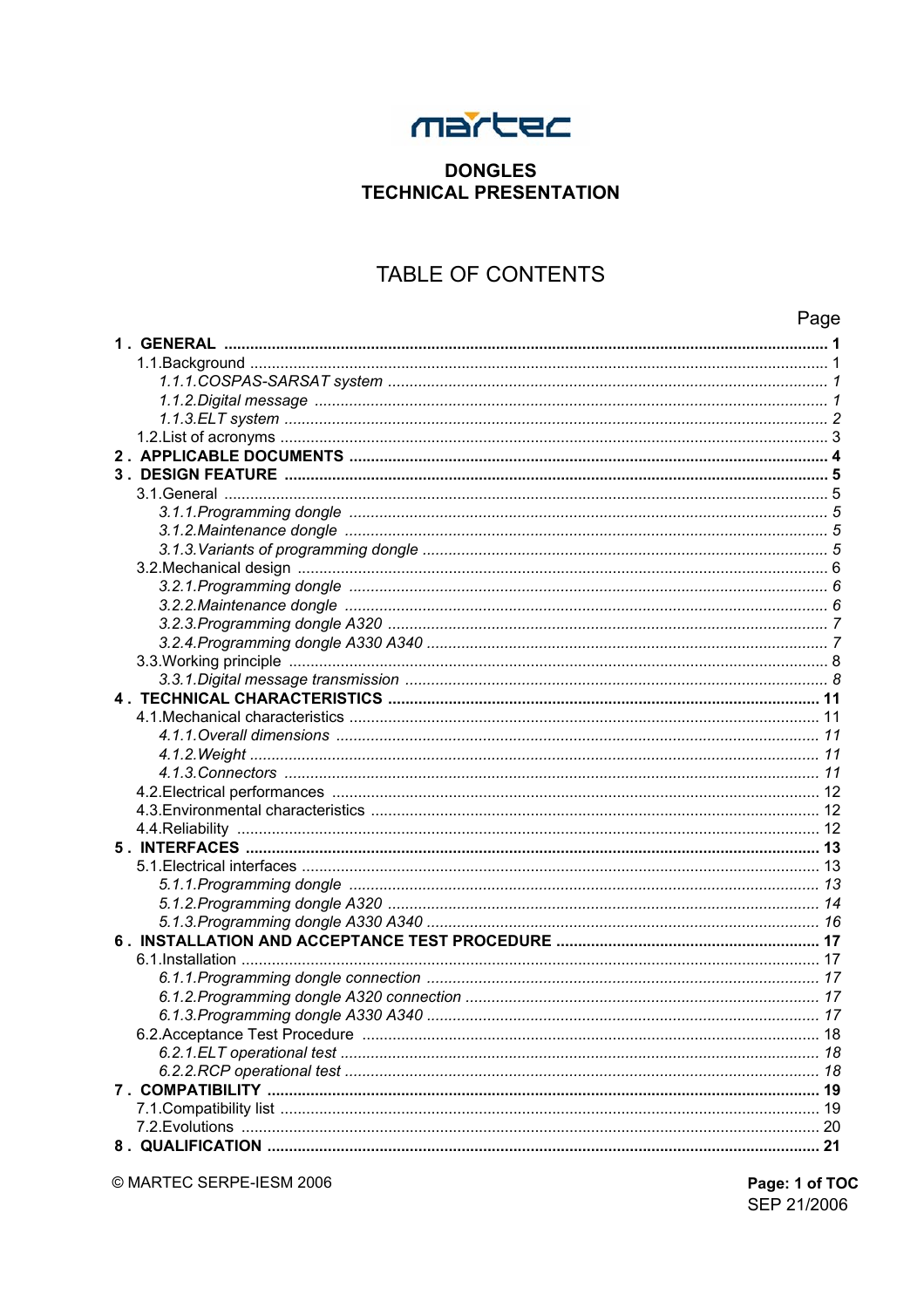martec

**DONGLES**
**TECHNICAL PRESENTATION**

# TABLE OF CONTENTS

| | Page |
|---|---|
| **1 . GENERAL** | **1** |
| 1.1.Background | 1 |
| *1.1.1.COSPAS-SARSAT system* | *1* |
| *1.1.2.Digital message* | *1* |
| *1.1.3.ELT system* | *2* |
| 1.2.List of acronyms | 3 |
| **2 . APPLICABLE DOCUMENTS** | **4** |
| **3 . DESIGN FEATURE** | **5** |
| 3.1.General | 5 |
| *3.1.1.Programming dongle* | *5* |
| *3.1.2.Maintenance dongle* | *5* |
| *3.1.3.Variants of programming dongle* | *5* |
| 3.2.Mechanical design | 6 |
| *3.2.1.Programming dongle* | *6* |
| *3.2.2.Maintenance dongle* | *6* |
| *3.2.3.Programming dongle A320* | *7* |
| *3.2.4.Programming dongle A330 A340* | *7* |
| 3.3.Working principle | 8 |
| *3.3.1.Digital message transmission* | *8* |
| **4 . TECHNICAL CHARACTERISTICS** | **11** |
| 4.1.Mechanical characteristics | 11 |
| *4.1.1.Overall dimensions* | *11* |
| *4.1.2.Weight* | *11* |
| *4.1.3.Connectors* | *11* |
| 4.2.Electrical performances | 12 |
| 4.3.Environmental characteristics | 12 |
| 4.4.Reliability | 12 |
| **5 . INTERFACES** | **13** |
| 5.1.Electrical interfaces | 13 |
| *5.1.1.Programming dongle* | *13* |
| *5.1.2.Programming dongle A320* | *14* |
| *5.1.3.Programming dongle A330 A340* | *16* |
| **6 . INSTALLATION AND ACCEPTANCE TEST PROCEDURE** | **17** |
| 6.1.Installation | 17 |
| *6.1.1.Programming dongle connection* | *17* |
| *6.1.2.Programming dongle A320 connection* | *17* |
| *6.1.3.Programming dongle A330 A340* | *17* |
| 6.2.Acceptance Test Procedure | 18 |
| *6.2.1.ELT operational test* | *18* |
| *6.2.2.RCP operational test* | *18* |
| **7 . COMPATIBILITY** | **19** |
| 7.1.Compatibility list | 19 |
| 7.2.Evolutions | 20 |
| **8 . QUALIFICATION** | **21** |

© MARTEC SERPE-IESM 2006

SEP 21/2006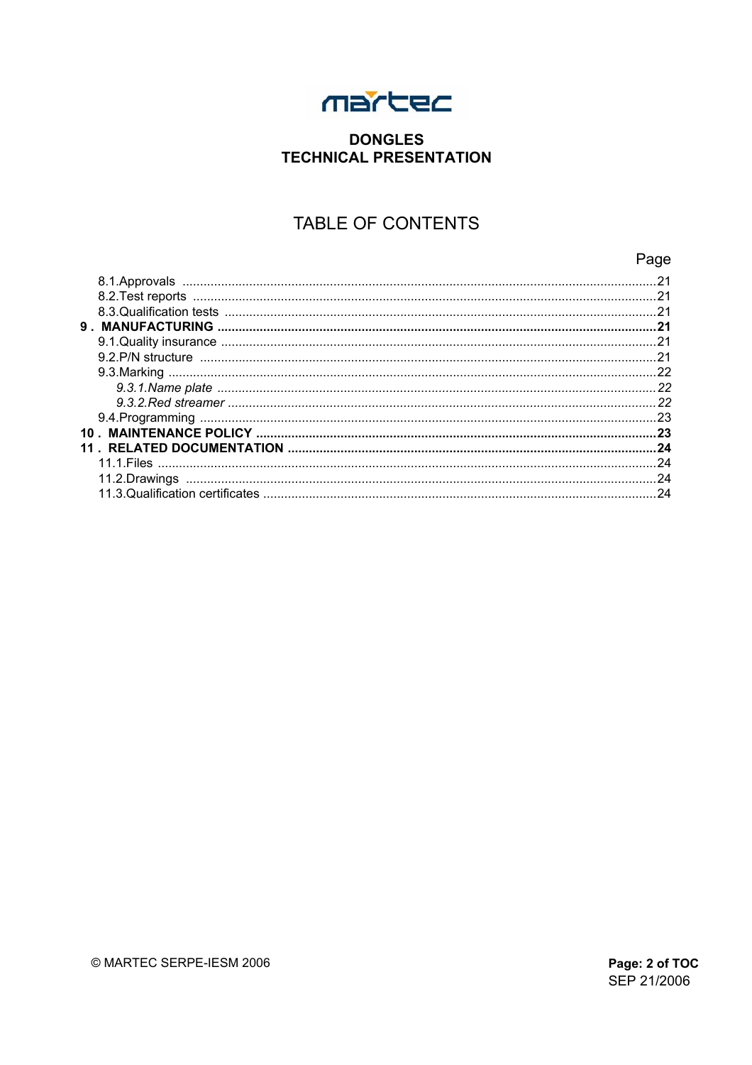**DONGLES**
**TECHNICAL PRESENTATION**

# TABLE OF CONTENTS

| | Page |
|---|---|
| 8.1.Approvals | 21 |
| 8.2.Test reports | 21 |
| 8.3.Qualification tests | 21 |
| **9 . MANUFACTURING** | **21** |
| 9.1.Quality insurance | 21 |
| 9.2.P/N structure | 21 |
| 9.3.Marking | 22 |
| *9.3.1.Name plate* | *22* |
| *9.3.2.Red streamer* | *22* |
| 9.4.Programming | 23 |
| **10 . MAINTENANCE POLICY** | **23** |
| **11 . RELATED DOCUMENTATION** | **24** |
| 11.1.Files | 24 |
| 11.2.Drawings | 24 |
| 11.3.Qualification certificates | 24 |

© MARTEC SERPE-IESM 2006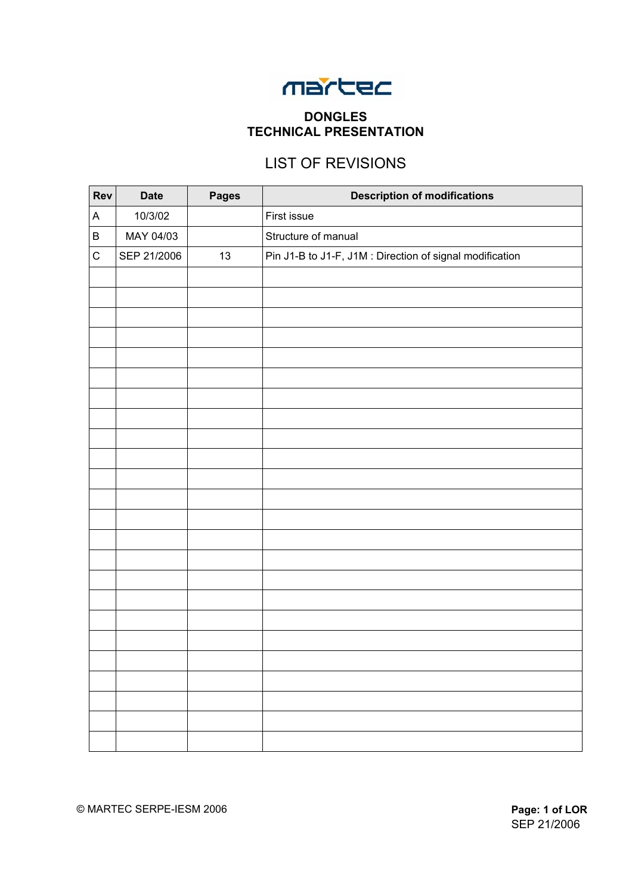**DONGLES**
**TECHNICAL PRESENTATION**

# LIST OF REVISIONS

| Rev | Date | Pages | Description of modifications |
|---|---|---|---|
| A | 10/3/02 | | First issue |
| B | MAY 04/03 | | Structure of manual |
| C | SEP 21/2006 | 13 | Pin J1-B to J1-F, J1M : Direction of signal modification |
| | | | |
| | | | |
| | | | |
| | | | |
| | | | |
| | | | |
| | | | |
| | | | |
| | | | |
| | | | |
| | | | |
| | | | |
| | | | |
| | | | |
| | | | |
| | | | |
| | | | |
| | | | |
| | | | |
| | | | |
| | | | |
| | | | |
| | | | |

© MARTEC SERPE-IESM 2006

**Page: 1 of LOR**
SEP 21/2006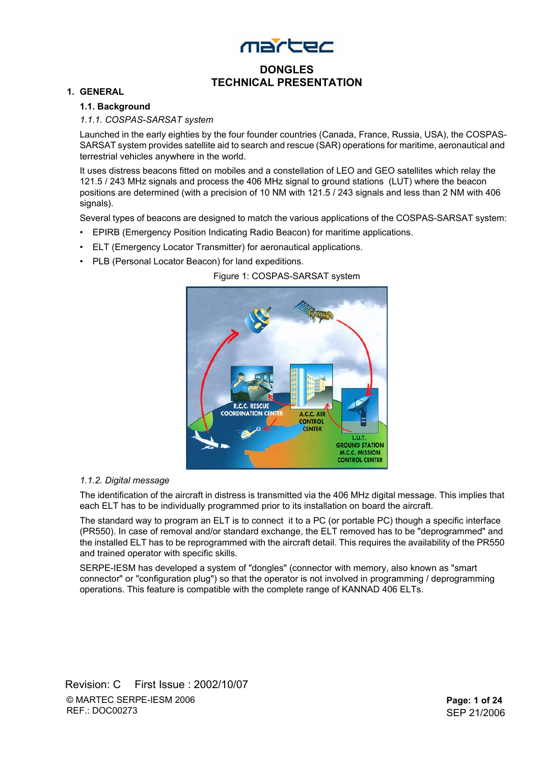# DONGLES TECHNICAL PRESENTATION

## 1. GENERAL

### 1.1. Background

#### *1.1.1. COSPAS-SARSAT system*

Launched in the early eighties by the four founder countries (Canada, France, Russia, USA), the COSPAS-SARSAT system provides satellite aid to search and rescue (SAR) operations for maritime, aeronautical and terrestrial vehicles anywhere in the world.

It uses distress beacons fitted on mobiles and a constellation of LEO and GEO satellites which relay the 121.5 / 243 MHz signals and process the 406 MHz signal to ground stations (LUT) where the beacon positions are determined (with a precision of 10 NM with 121.5 / 243 signals and less than 2 NM with 406 signals).

Several types of beacons are designed to match the various applications of the COSPAS-SARSAT system:

- EPIRB (Emergency Position Indicating Radio Beacon) for maritime applications.
- ELT (Emergency Locator Transmitter) for aeronautical applications.
- PLB (Personal Locator Beacon) for land expeditions.

Figure 1: COSPAS-SARSAT system

#### *1.1.2. Digital message*

The identification of the aircraft in distress is transmitted via the 406 MHz digital message. This implies that each ELT has to be individually programmed prior to its installation on board the aircraft.

The standard way to program an ELT is to connect it to a PC (or portable PC) though a specific interface (PR550). In case of removal and/or standard exchange, the ELT removed has to be "deprogrammed" and the installed ELT has to be reprogrammed with the aircraft detail. This requires the availability of the PR550 and trained operator with specific skills.

SERPE-IESM has developed a system of "dongles" (connector with memory, also known as "smart connector" or "configuration plug") so that the operator is not involved in programming / deprogramming operations. This feature is compatible with the complete range of KANNAD 406 ELTs.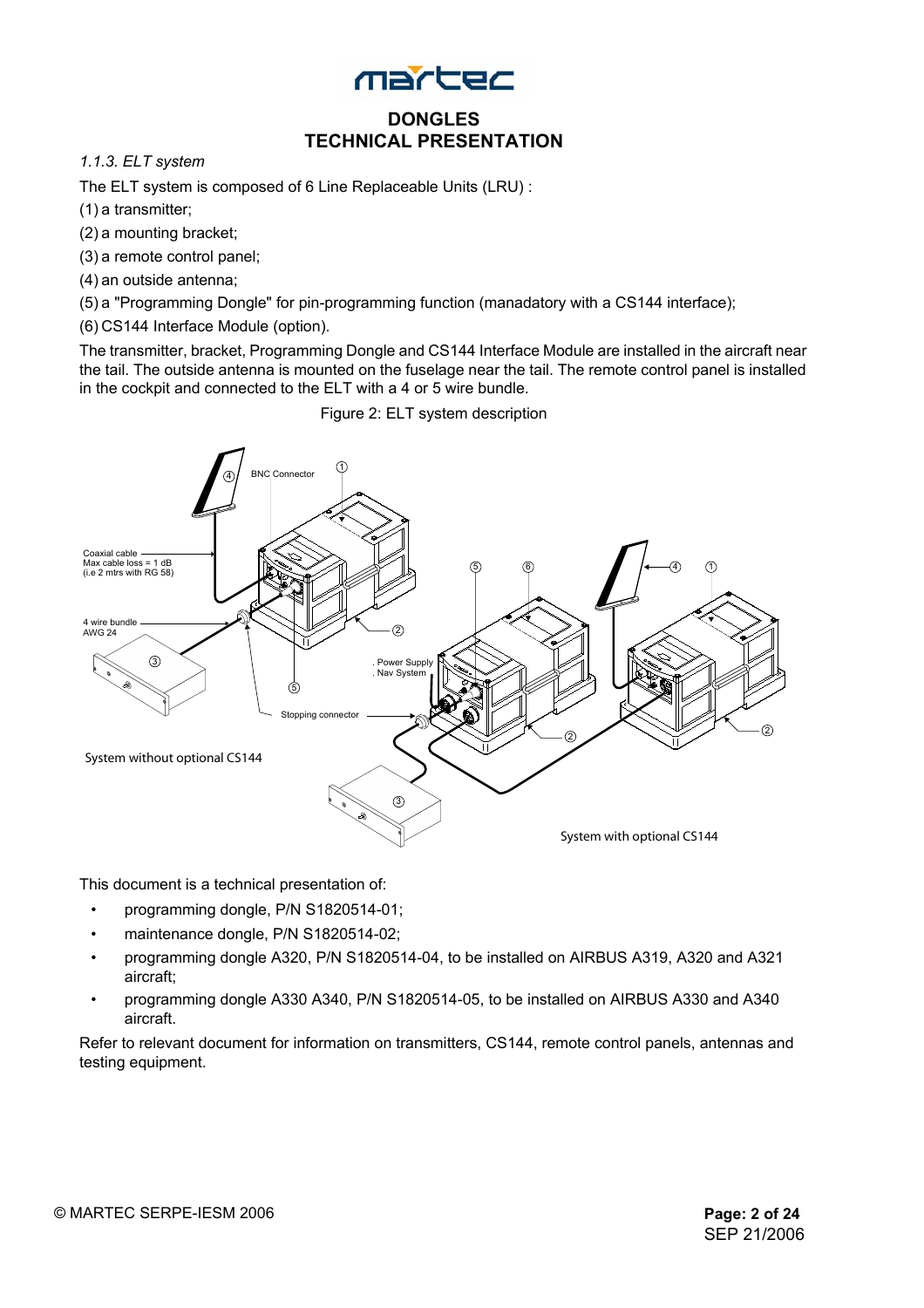*1.1.3. ELT system*

The ELT system is composed of 6 Line Replaceable Units (LRU) :

(1) a transmitter;

(2) a mounting bracket;

(3) a remote control panel;

(4) an outside antenna;

(5) a "Programming Dongle" for pin-programming function (manadatory with a CS144 interface);

(6) CS144 Interface Module (option).

The transmitter, bracket, Programming Dongle and CS144 Interface Module are installed in the aircraft near the tail. The outside antenna is mounted on the fuselage near the tail. The remote control panel is installed in the cockpit and connected to the ELT with a 4 or 5 wire bundle.

Figure 2: ELT system description

This document is a technical presentation of:

- programming dongle, P/N S1820514-01;
- maintenance dongle, P/N S1820514-02;
- programming dongle A320, P/N S1820514-04, to be installed on AIRBUS A319, A320 and A321 aircraft;
- programming dongle A330 A340, P/N S1820514-05, to be installed on AIRBUS A330 and A340 aircraft.

Refer to relevant document for information on transmitters, CS144, remote control panels, antennas and testing equipment.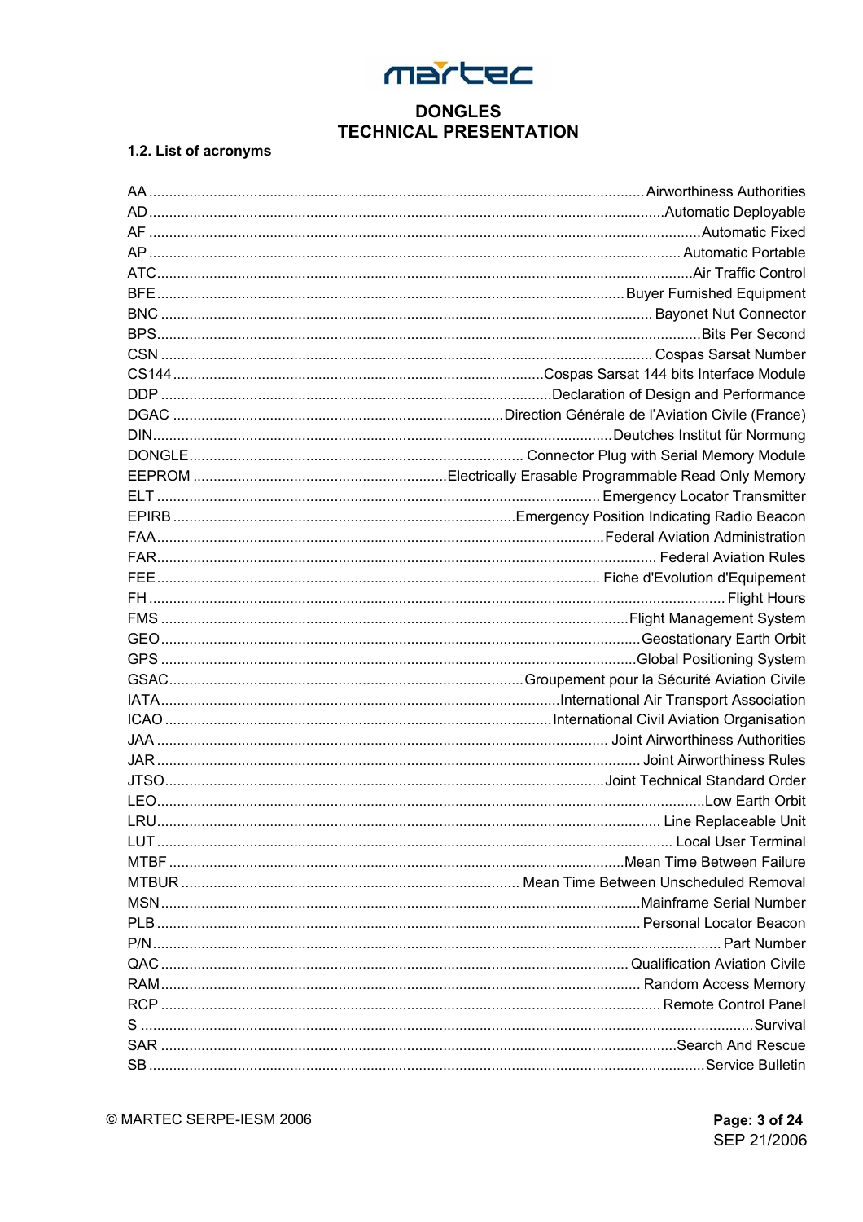### 1.2. List of acronyms

| Acronym | Definition |
|---|---|
| AA | Airworthiness Authorities |
| AD | Automatic Deployable |
| AF | Automatic Fixed |
| AP | Automatic Portable |
| ATC | Air Traffic Control |
| BFE | Buyer Furnished Equipment |
| BNC | Bayonet Nut Connector |
| BPS | Bits Per Second |
| CSN | Cospas Sarsat Number |
| CS144 | Cospas Sarsat 144 bits Interface Module |
| DDP | Declaration of Design and Performance |
| DGAC | Direction Générale de l'Aviation Civile (France) |
| DIN | Deutches Institut für Normung |
| DONGLE | Connector Plug with Serial Memory Module |
| EEPROM | Electrically Erasable Programmable Read Only Memory |
| ELT | Emergency Locator Transmitter |
| EPIRB | Emergency Position Indicating Radio Beacon |
| FAA | Federal Aviation Administration |
| FAR | Federal Aviation Rules |
| FEE | Fiche d'Evolution d'Equipement |
| FH | Flight Hours |
| FMS | Flight Management System |
| GEO | Geostationary Earth Orbit |
| GPS | Global Positioning System |
| GSAC | Groupement pour la Sécurité Aviation Civile |
| IATA | International Air Transport Association |
| ICAO | International Civil Aviation Organisation |
| JAA | Joint Airworthiness Authorities |
| JAR | Joint Airworthiness Rules |
| JTSO | Joint Technical Standard Order |
| LEO | Low Earth Orbit |
| LRU | Line Replaceable Unit |
| LUT | Local User Terminal |
| MTBF | Mean Time Between Failure |
| MTBUR | Mean Time Between Unscheduled Removal |
| MSN | Mainframe Serial Number |
| PLB | Personal Locator Beacon |
| P/N | Part Number |
| QAC | Qualification Aviation Civile |
| RAM | Random Access Memory |
| RCP | Remote Control Panel |
| S | Survival |
| SAR | Search And Rescue |
| SB | Service Bulletin |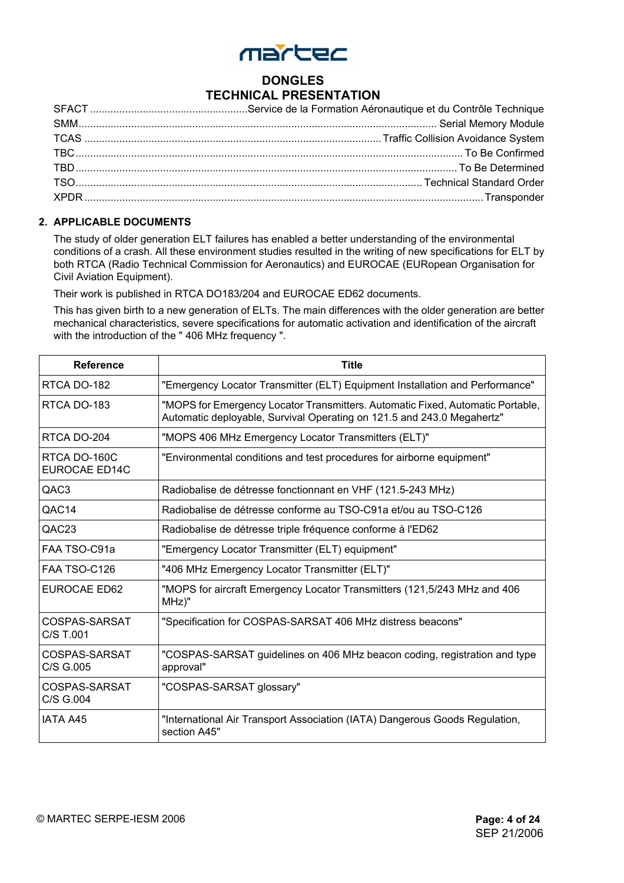| | |
|---|---|
| SFACT | Service de la Formation Aéronautique et du Contrôle Technique |
| SMM | Serial Memory Module |
| TCAS | Traffic Collision Avoidance System |
| TBC | To Be Confirmed |
| TBD | To Be Determined |
| TSO | Technical Standard Order |
| XPDR | Transponder |

## 2. APPLICABLE DOCUMENTS

The study of older generation ELT failures has enabled a better understanding of the environmental conditions of a crash. All these environment studies resulted in the writing of new specifications for ELT by both RTCA (Radio Technical Commission for Aeronautics) and EUROCAE (EURopean Organisation for Civil Aviation Equipment).

Their work is published in RTCA DO183/204 and EUROCAE ED62 documents.

This has given birth to a new generation of ELTs. The main differences with the older generation are better mechanical characteristics, severe specifications for automatic activation and identification of the aircraft with the introduction of the " 406 MHz frequency ".

| Reference | Title |
|---|---|
| RTCA DO-182 | "Emergency Locator Transmitter (ELT) Equipment Installation and Performance" |
| RTCA DO-183 | "MOPS for Emergency Locator Transmitters. Automatic Fixed, Automatic Portable, Automatic deployable, Survival Operating on 121.5 and 243.0 Megahertz" |
| RTCA DO-204 | "MOPS 406 MHz Emergency Locator Transmitters (ELT)" |
| RTCA DO-160C EUROCAE ED14C | "Environmental conditions and test procedures for airborne equipment" |
| QAC3 | Radiobalise de détresse fonctionnant en VHF (121.5-243 MHz) |
| QAC14 | Radiobalise de détresse conforme au TSO-C91a et/ou au TSO-C126 |
| QAC23 | Radiobalise de détresse triple fréquence conforme à l'ED62 |
| FAA TSO-C91a | "Emergency Locator Transmitter (ELT) equipment" |
| FAA TSO-C126 | "406 MHz Emergency Locator Transmitter (ELT)" |
| EUROCAE ED62 | "MOPS for aircraft Emergency Locator Transmitters (121,5/243 MHz and 406 MHz)" |
| COSPAS-SARSAT C/S T.001 | "Specification for COSPAS-SARSAT 406 MHz distress beacons" |
| COSPAS-SARSAT C/S G.005 | "COSPAS-SARSAT guidelines on 406 MHz beacon coding, registration and type approval" |
| COSPAS-SARSAT C/S G.004 | "COSPAS-SARSAT glossary" |
| IATA A45 | "International Air Transport Association (IATA) Dangerous Goods Regulation, section A45" |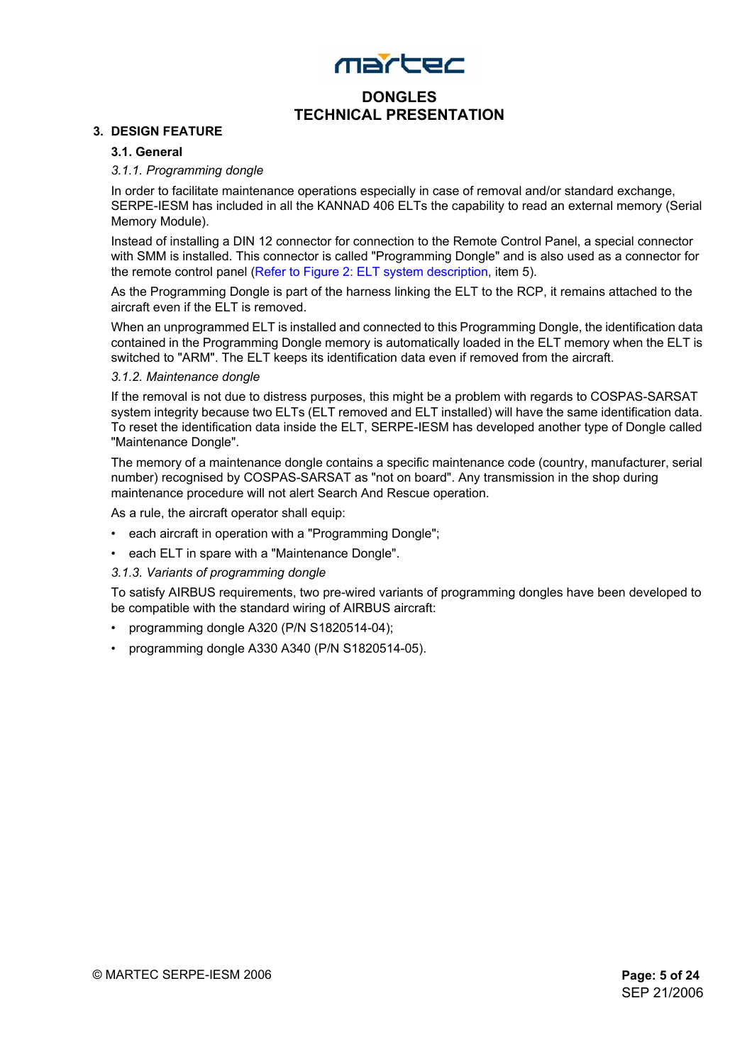## 3. DESIGN FEATURE

### 3.1. General

#### *3.1.1. Programming dongle*

In order to facilitate maintenance operations especially in case of removal and/or standard exchange, SERPE-IESM has included in all the KANNAD 406 ELTs the capability to read an external memory (Serial Memory Module).

Instead of installing a DIN 12 connector for connection to the Remote Control Panel, a special connector with SMM is installed. This connector is called "Programming Dongle" and is also used as a connector for the remote control panel (Refer to Figure 2: ELT system description, item 5).

As the Programming Dongle is part of the harness linking the ELT to the RCP, it remains attached to the aircraft even if the ELT is removed.

When an unprogrammed ELT is installed and connected to this Programming Dongle, the identification data contained in the Programming Dongle memory is automatically loaded in the ELT memory when the ELT is switched to "ARM". The ELT keeps its identification data even if removed from the aircraft.

#### *3.1.2. Maintenance dongle*

If the removal is not due to distress purposes, this might be a problem with regards to COSPAS-SARSAT system integrity because two ELTs (ELT removed and ELT installed) will have the same identification data. To reset the identification data inside the ELT, SERPE-IESM has developed another type of Dongle called "Maintenance Dongle".

The memory of a maintenance dongle contains a specific maintenance code (country, manufacturer, serial number) recognised by COSPAS-SARSAT as "not on board". Any transmission in the shop during maintenance procedure will not alert Search And Rescue operation.

As a rule, the aircraft operator shall equip:

- each aircraft in operation with a "Programming Dongle";
- each ELT in spare with a "Maintenance Dongle".

#### *3.1.3. Variants of programming dongle*

To satisfy AIRBUS requirements, two pre-wired variants of programming dongles have been developed to be compatible with the standard wiring of AIRBUS aircraft:

- programming dongle A320 (P/N S1820514-04);
- programming dongle A330 A340 (P/N S1820514-05).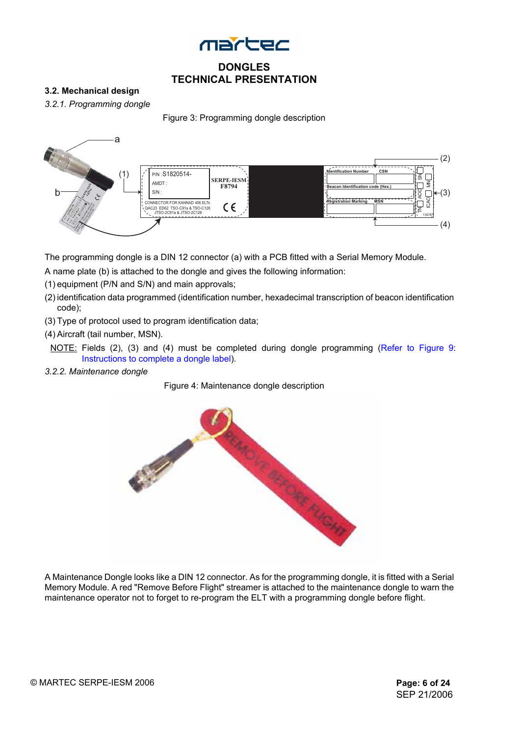## 3.2. Mechanical design

### *3.2.1. Programming dongle*

Figure 3: Programming dongle description

The programming dongle is a DIN 12 connector (a) with a PCB fitted with a Serial Memory Module.

A name plate (b) is attached to the dongle and gives the following information:

(1) equipment (P/N and S/N) and main approvals;

(2) identification data programmed (identification number, hexadecimal transcription of beacon identification code);

(3) Type of protocol used to program identification data;

(4) Aircraft (tail number, MSN).

NOTE: Fields (2), (3) and (4) must be completed during dongle programming (Refer to Figure 9: Instructions to complete a dongle label).

### *3.2.2. Maintenance dongle*

Figure 4: Maintenance dongle description

A Maintenance Dongle looks like a DIN 12 connector. As for the programming dongle, it is fitted with a Serial Memory Module. A red "Remove Before Flight" streamer is attached to the maintenance dongle to warn the maintenance operator not to forget to re-program the ELT with a programming dongle before flight.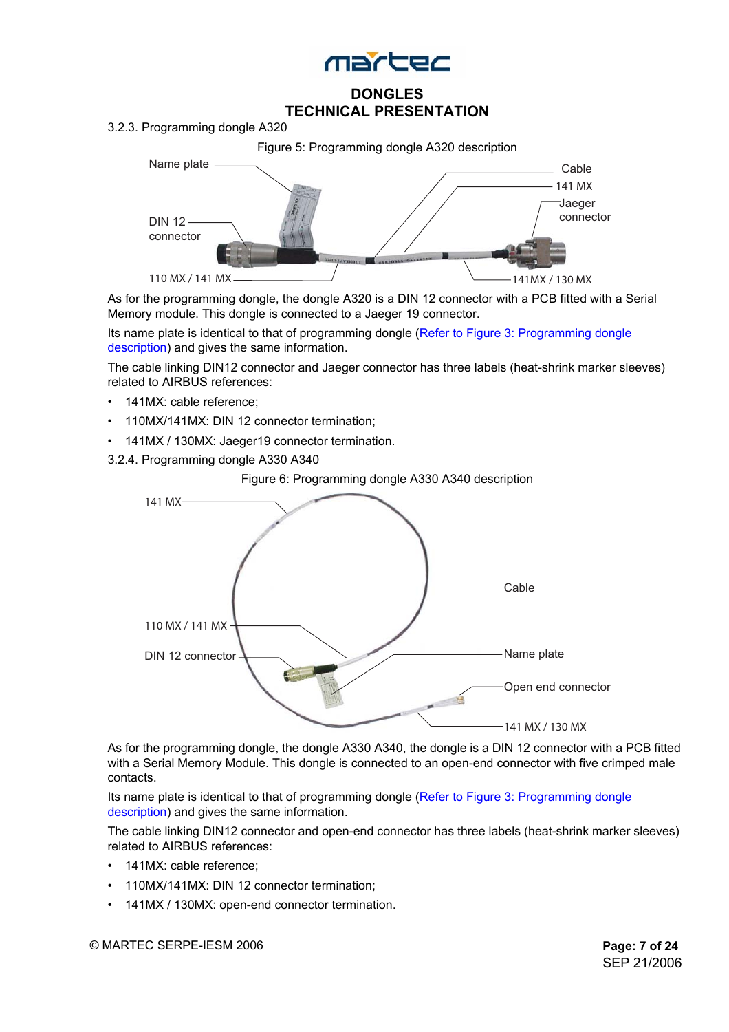### 3.2.3. Programming dongle A320

Figure 5: Programming dongle A320 description

As for the programming dongle, the dongle A320 is a DIN 12 connector with a PCB fitted with a Serial Memory module. This dongle is connected to a Jaeger 19 connector.

Its name plate is identical to that of programming dongle (Refer to Figure 3: Programming dongle description) and gives the same information.

The cable linking DIN12 connector and Jaeger connector has three labels (heat-shrink marker sleeves) related to AIRBUS references:

- 141MX: cable reference;
- 110MX/141MX: DIN 12 connector termination;
- 141MX / 130MX: Jaeger19 connector termination.

### 3.2.4. Programming dongle A330 A340

Figure 6: Programming dongle A330 A340 description

As for the programming dongle, the dongle A330 A340, the dongle is a DIN 12 connector with a PCB fitted with a Serial Memory Module. This dongle is connected to an open-end connector with five crimped male contacts.

Its name plate is identical to that of programming dongle (Refer to Figure 3: Programming dongle description) and gives the same information.

The cable linking DIN12 connector and open-end connector has three labels (heat-shrink marker sleeves) related to AIRBUS references:

- 141MX: cable reference;
- 110MX/141MX: DIN 12 connector termination;
- 141MX / 130MX: open-end connector termination.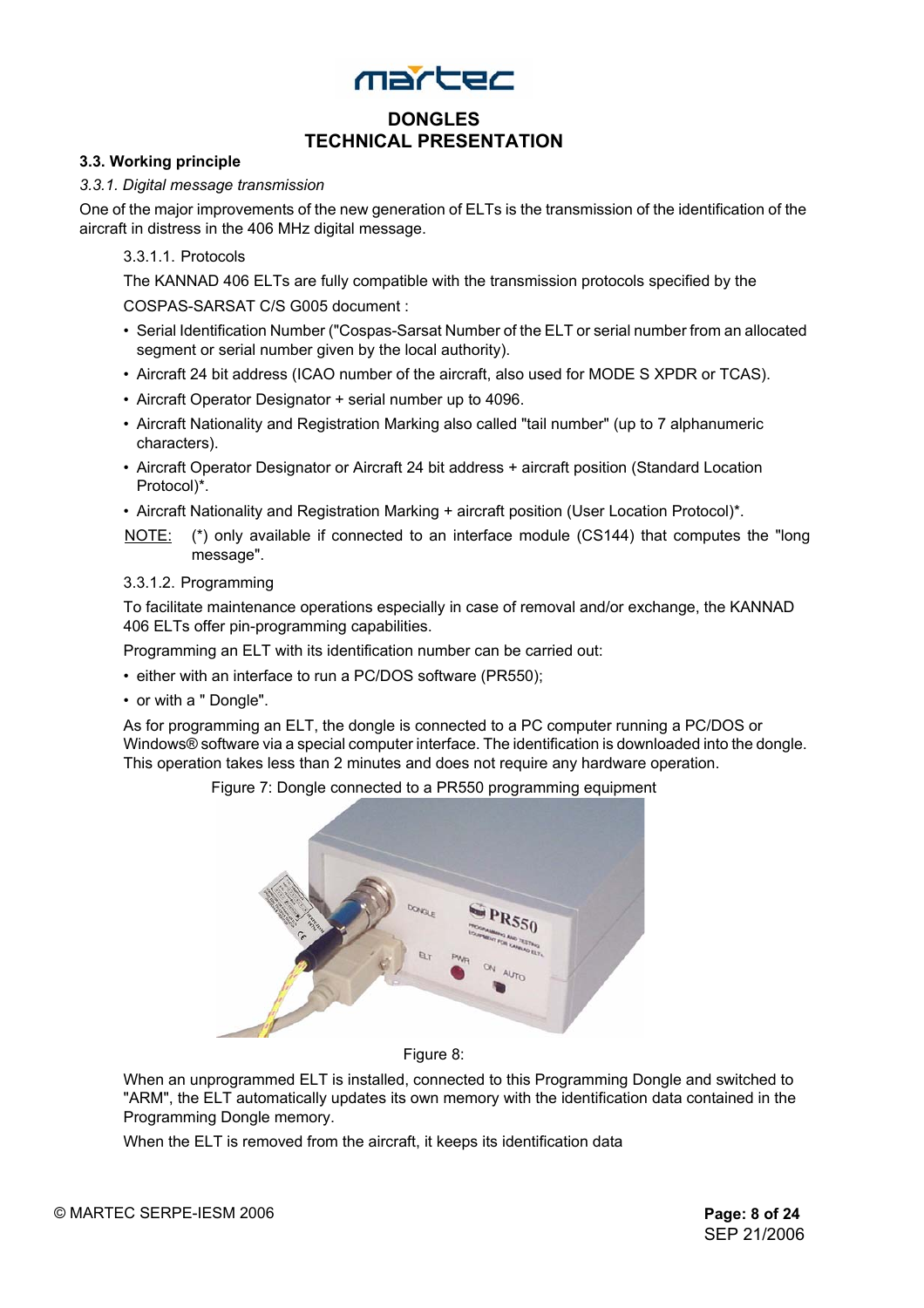### 3.3. Working principle

#### *3.3.1. Digital message transmission*

One of the major improvements of the new generation of ELTs is the transmission of the identification of the aircraft in distress in the 406 MHz digital message.

3.3.1.1. Protocols

The KANNAD 406 ELTs are fully compatible with the transmission protocols specified by the COSPAS-SARSAT C/S G005 document :

- Serial Identification Number ("Cospas-Sarsat Number of the ELT or serial number from an allocated segment or serial number given by the local authority).
- Aircraft 24 bit address (ICAO number of the aircraft, also used for MODE S XPDR or TCAS).
- Aircraft Operator Designator + serial number up to 4096.
- Aircraft Nationality and Registration Marking also called "tail number" (up to 7 alphanumeric characters).
- Aircraft Operator Designator or Aircraft 24 bit address + aircraft position (Standard Location Protocol)*.
- Aircraft Nationality and Registration Marking + aircraft position (User Location Protocol)*.

NOTE: (*) only available if connected to an interface module (CS144) that computes the "long message".

3.3.1.2. Programming

To facilitate maintenance operations especially in case of removal and/or exchange, the KANNAD 406 ELTs offer pin-programming capabilities.

Programming an ELT with its identification number can be carried out:

- either with an interface to run a PC/DOS software (PR550);
- or with a " Dongle".

As for programming an ELT, the dongle is connected to a PC computer running a PC/DOS or Windows® software via a special computer interface. The identification is downloaded into the dongle. This operation takes less than 2 minutes and does not require any hardware operation.

Figure 7: Dongle connected to a PR550 programming equipment

Figure 8:

When an unprogrammed ELT is installed, connected to this Programming Dongle and switched to "ARM", the ELT automatically updates its own memory with the identification data contained in the Programming Dongle memory.

When the ELT is removed from the aircraft, it keeps its identification data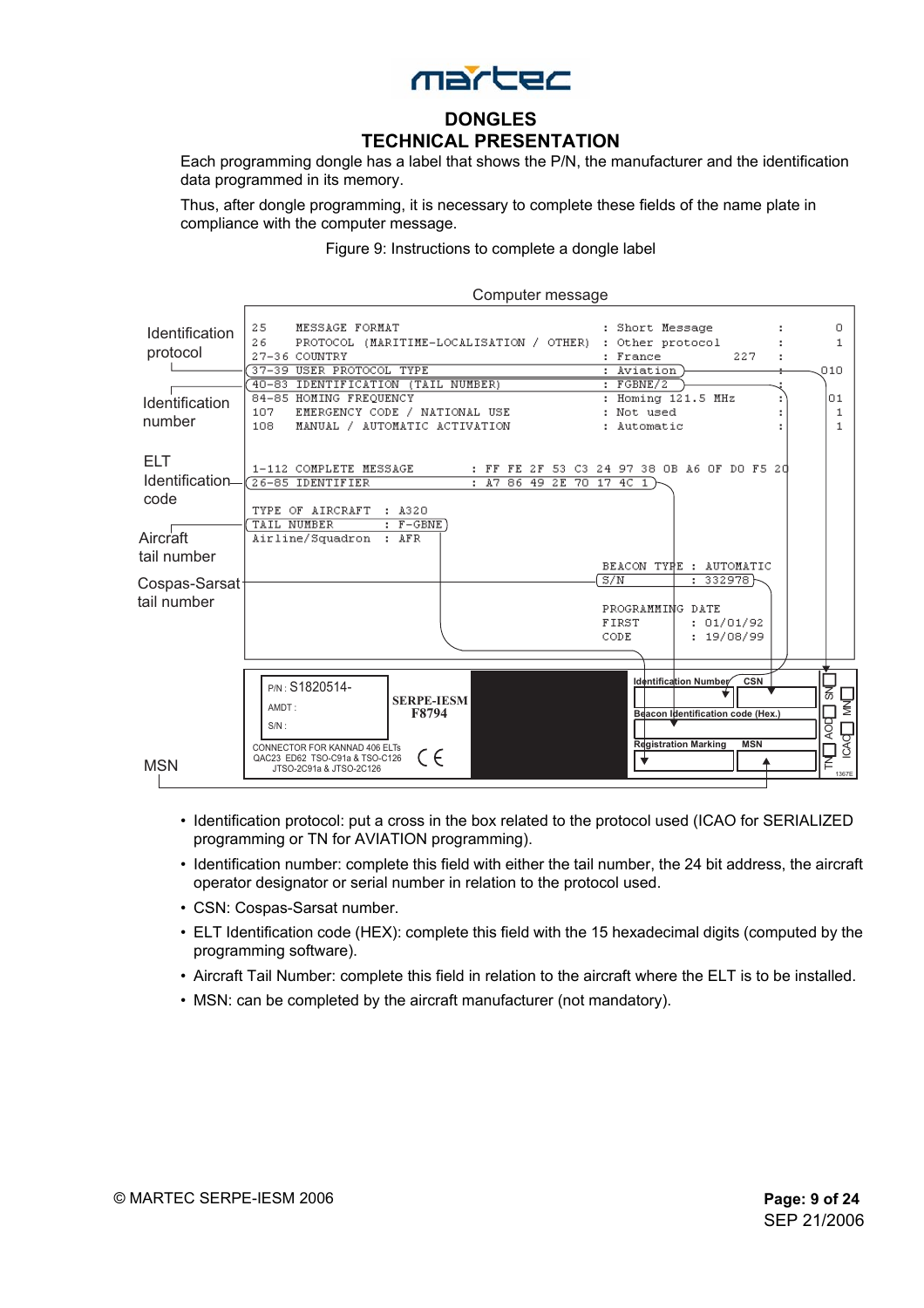# DONGLES

## TECHNICAL PRESENTATION

Each programming dongle has a label that shows the P/N, the manufacturer and the identification data programmed in its memory.

Thus, after dongle programming, it is necessary to complete these fields of the name plate in compliance with the computer message.

Figure 9: Instructions to complete a dongle label

Computer message

```
25      MESSAGE FORMAT                                 : Short Message       :     0
26      PROTOCOL (MARITIME-LOCALISATION / OTHER)       : Other protocol      :     1
27-36   COUNTRY                                        : France        227   :
37-39   USER PROTOCOL TYPE                             : Aviation            :   010
40-83   IDENTIFICATION (TAIL NUMBER)                   : FGBNE/2             :
84-85   HOMING FREQUENCY                               : Homing 121.5 MHz    :    01
107     EMERGENCY CODE / NATIONAL USE                  : Not used            :     1
108     MANUAL / AUTOMATIC ACTIVATION                  : Automatic           :     1

1-112 COMPLETE MESSAGE        : FF FE 2F 53 C3 24 97 38 0B A6 0F D0 F5 20
26-85 IDENTIFIER              : A7 86 49 2E 70 17 4C 1

TYPE OF AIRCRAFT  : A320
TAIL NUMBER       : F-GBNE
Airline/Squadron  : AFR

                                                BEACON TYPE : AUTOMATIC
                                                S/N         : 332978

                                                PROGRAMMING DATE
                                                FIRST       : 01/01/92
                                                CODE        : 19/08/99
```

Label callouts: Identification protocol; Identification number; ELT Identification code; Aircraft tail number; Cospas-Sarsat tail number; MSN

Label: P/N : S1820514- ; AMDT : ; S/N : ; SERPE-IESM F8794 ; CONNECTOR FOR KANNAD 406 ELTs QAC23 ED62 TSO-C91a & TSO-C126 JTSO-2C91a & JTSO-2C126 ; CE ; Identification Number ; CSN ; Beacon Identification code (Hex.) ; Registration Marking ; MSN ; SN ; MN ; AOD ; ICAO ; TN ; 1367E

- Identification protocol: put a cross in the box related to the protocol used (ICAO for SERIALIZED programming or TN for AVIATION programming).
- Identification number: complete this field with either the tail number, the 24 bit address, the aircraft operator designator or serial number in relation to the protocol used.
- CSN: Cospas-Sarsat number.
- ELT Identification code (HEX): complete this field with the 15 hexadecimal digits (computed by the programming software).
- Aircraft Tail Number: complete this field in relation to the aircraft where the ELT is to be installed.
- MSN: can be completed by the aircraft manufacturer (not mandatory).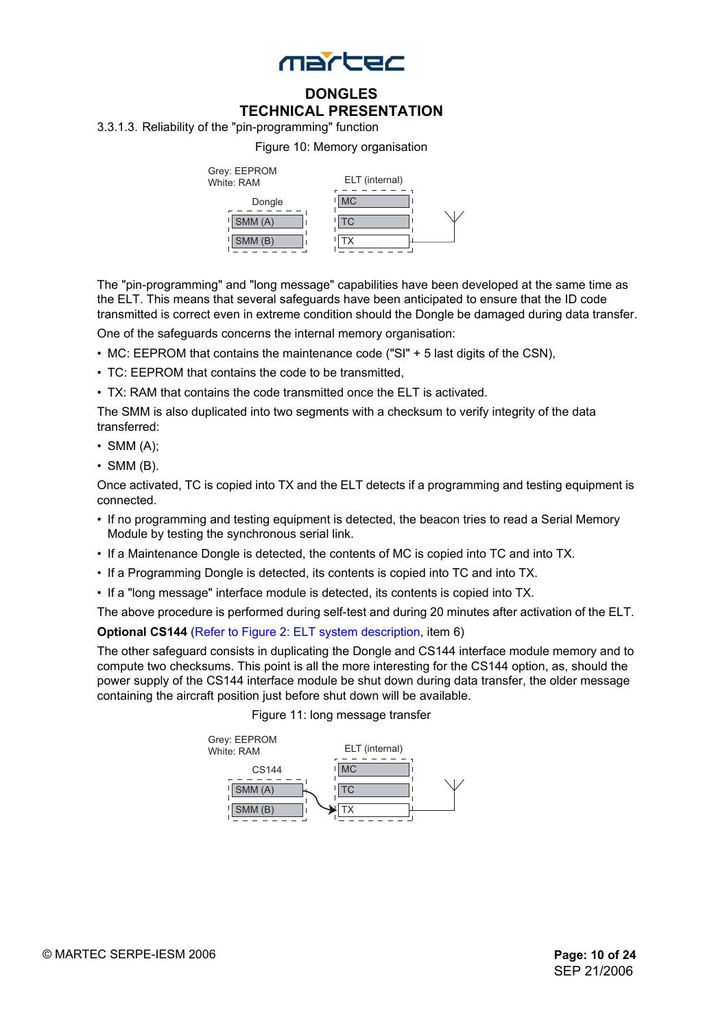### 3.3.1.3. Reliability of the "pin-programming" function

Figure 10: Memory organisation

Grey: EEPROM
White: RAM

Dongle: SMM (A), SMM (B)

ELT (internal): MC, TC, TX

The "pin-programming" and "long message" capabilities have been developed at the same time as the ELT. This means that several safeguards have been anticipated to ensure that the ID code transmitted is correct even in extreme condition should the Dongle be damaged during data transfer.

One of the safeguards concerns the internal memory organisation:

- MC: EEPROM that contains the maintenance code ("SI" + 5 last digits of the CSN),
- TC: EEPROM that contains the code to be transmitted,
- TX: RAM that contains the code transmitted once the ELT is activated.

The SMM is also duplicated into two segments with a checksum to verify integrity of the data transferred:

- SMM (A);
- SMM (B).

Once activated, TC is copied into TX and the ELT detects if a programming and testing equipment is connected.

- If no programming and testing equipment is detected, the beacon tries to read a Serial Memory Module by testing the synchronous serial link.
- If a Maintenance Dongle is detected, the contents of MC is copied into TC and into TX.
- If a Programming Dongle is detected, its contents is copied into TC and into TX.
- If a "long message" interface module is detected, its contents is copied into TX.

The above procedure is performed during self-test and during 20 minutes after activation of the ELT.

**Optional CS144** (Refer to Figure 2: ELT system description, item 6)

The other safeguard consists in duplicating the Dongle and CS144 interface module memory and to compute two checksums. This point is all the more interesting for the CS144 option, as, should the power supply of the CS144 interface module be shut down during data transfer, the older message containing the aircraft position just before shut down will be available.

Figure 11: long message transfer

Grey: EEPROM
White: RAM

CS144: SMM (A), SMM (B)

ELT (internal): MC, TC, TX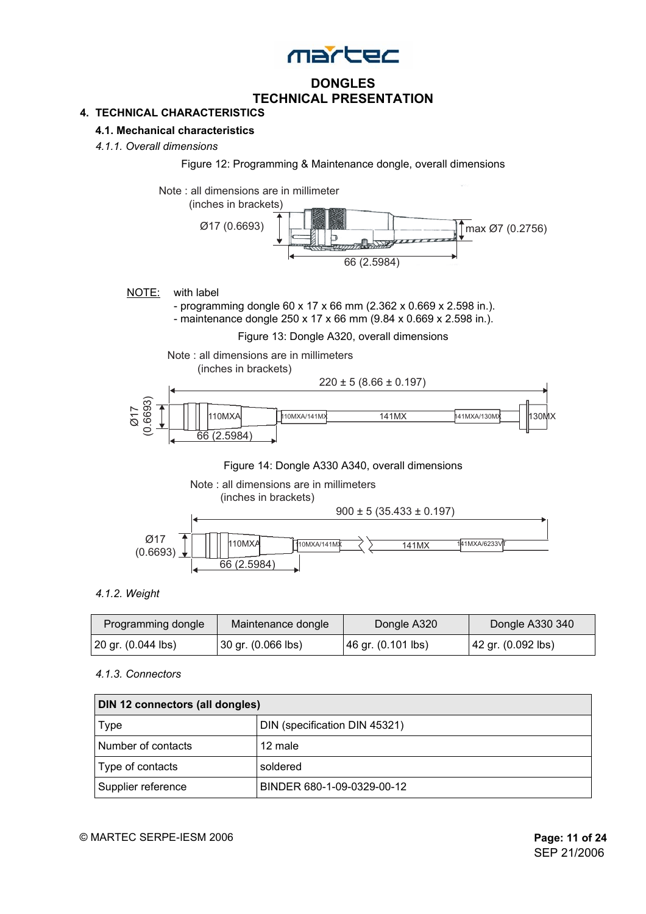# DONGLES
# TECHNICAL PRESENTATION

## 4. TECHNICAL CHARACTERISTICS

### 4.1. Mechanical characteristics

#### *4.1.1. Overall dimensions*

Figure 12: Programming & Maintenance dongle, overall dimensions

Note : all dimensions are in millimeter (inches in brackets)

Ø17 (0.6693) — max Ø7 (0.2756) — 66 (2.5984)

NOTE: with label
- programming dongle 60 x 17 x 66 mm (2.362 x 0.669 x 2.598 in.).
- maintenance dongle 250 x 17 x 66 mm (9.84 x 0.669 x 2.598 in.).

Figure 13: Dongle A320, overall dimensions

Note : all dimensions are in millimeters (inches in brackets)

220 ± 5 (8.66 ± 0.197) — Ø17 (0.6693) — 110MXA — 110MXA/141MX — 141MX — 141MXA/130MX — 130MX — 66 (2.5984)

Figure 14: Dongle A330 A340, overall dimensions

Note : all dimensions are in millimeters (inches in brackets)

900 ± 5 (35.433 ± 0.197) — Ø17 (0.6693) — 110MXA — 110MXA/141MX — 141MX — 141MXA/6233VT — 66 (2.5984)

#### *4.1.2. Weight*

| Programming dongle | Maintenance dongle | Dongle A320 | Dongle A330 340 |
|---|---|---|---|
| 20 gr. (0.044 lbs) | 30 gr. (0.066 lbs) | 46 gr. (0.101 lbs) | 42 gr. (0.092 lbs) |

#### *4.1.3. Connectors*

| DIN 12 connectors (all dongles) | |
|---|---|
| Type | DIN (specification DIN 45321) |
| Number of contacts | 12 male |
| Type of contacts | soldered |
| Supplier reference | BINDER 680-1-09-0329-00-12 |

© MARTEC SERPE-IESM 2006

SEP 21/2006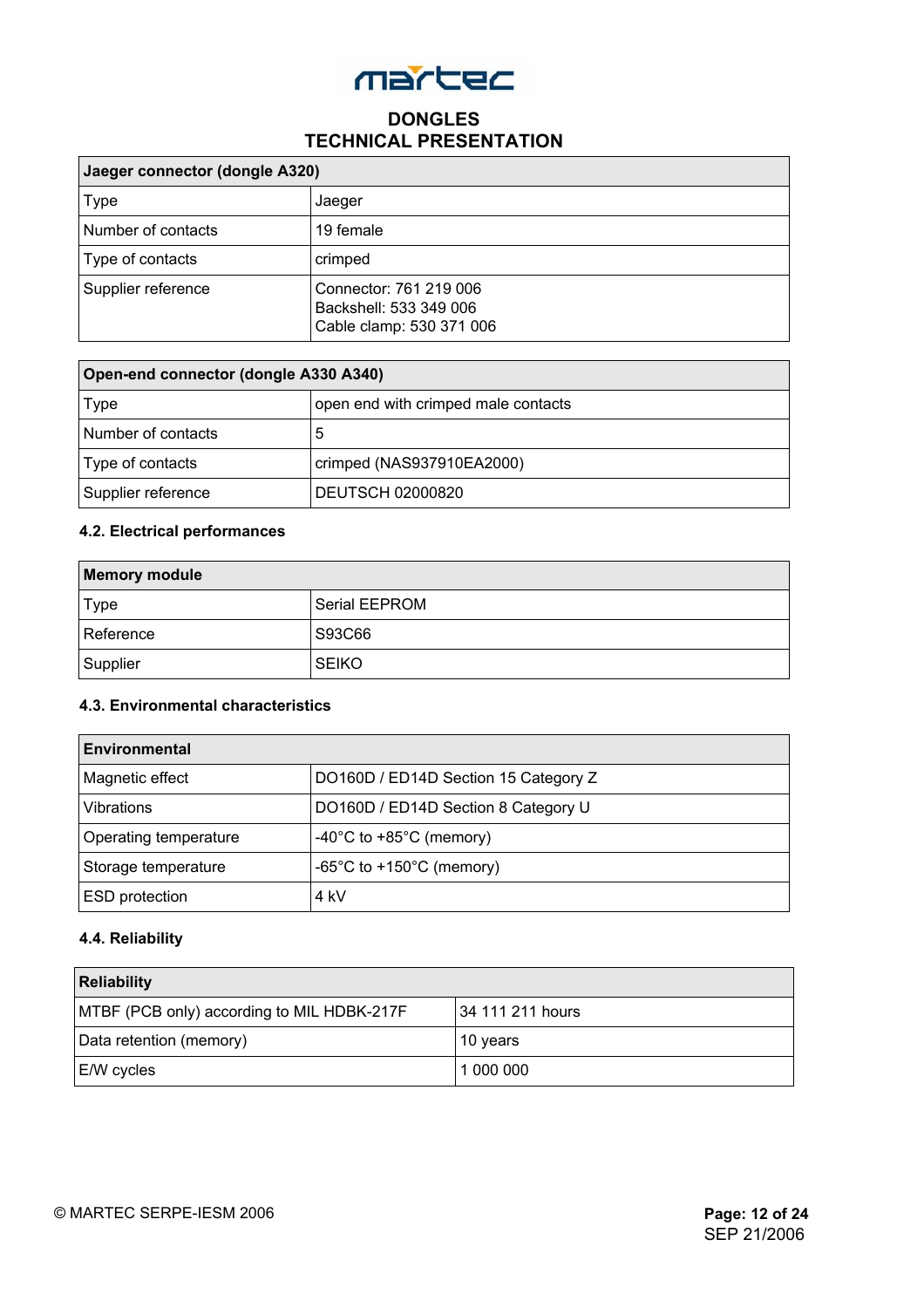| Jaeger connector (dongle A320) | |
|---|---|
| Type | Jaeger |
| Number of contacts | 19 female |
| Type of contacts | crimped |
| Supplier reference | Connector: 761 219 006<br>Backshell: 533 349 006<br>Cable clamp: 530 371 006 |

| Open-end connector (dongle A330 A340) | |
|---|---|
| Type | open end with crimped male contacts |
| Number of contacts | 5 |
| Type of contacts | crimped (NAS937910EA2000) |
| Supplier reference | DEUTSCH 02000820 |

### 4.2. Electrical performances

| Memory module | |
|---|---|
| Type | Serial EEPROM |
| Reference | S93C66 |
| Supplier | SEIKO |

### 4.3. Environmental characteristics

| Environmental | |
|---|---|
| Magnetic effect | DO160D / ED14D Section 15 Category Z |
| Vibrations | DO160D / ED14D Section 8 Category U |
| Operating temperature | -40°C to +85°C (memory) |
| Storage temperature | -65°C to +150°C (memory) |
| ESD protection | 4 kV |

### 4.4. Reliability

| Reliability | |
|---|---|
| MTBF (PCB only) according to MIL HDBK-217F | 34 111 211 hours |
| Data retention (memory) | 10 years |
| E/W cycles | 1 000 000 |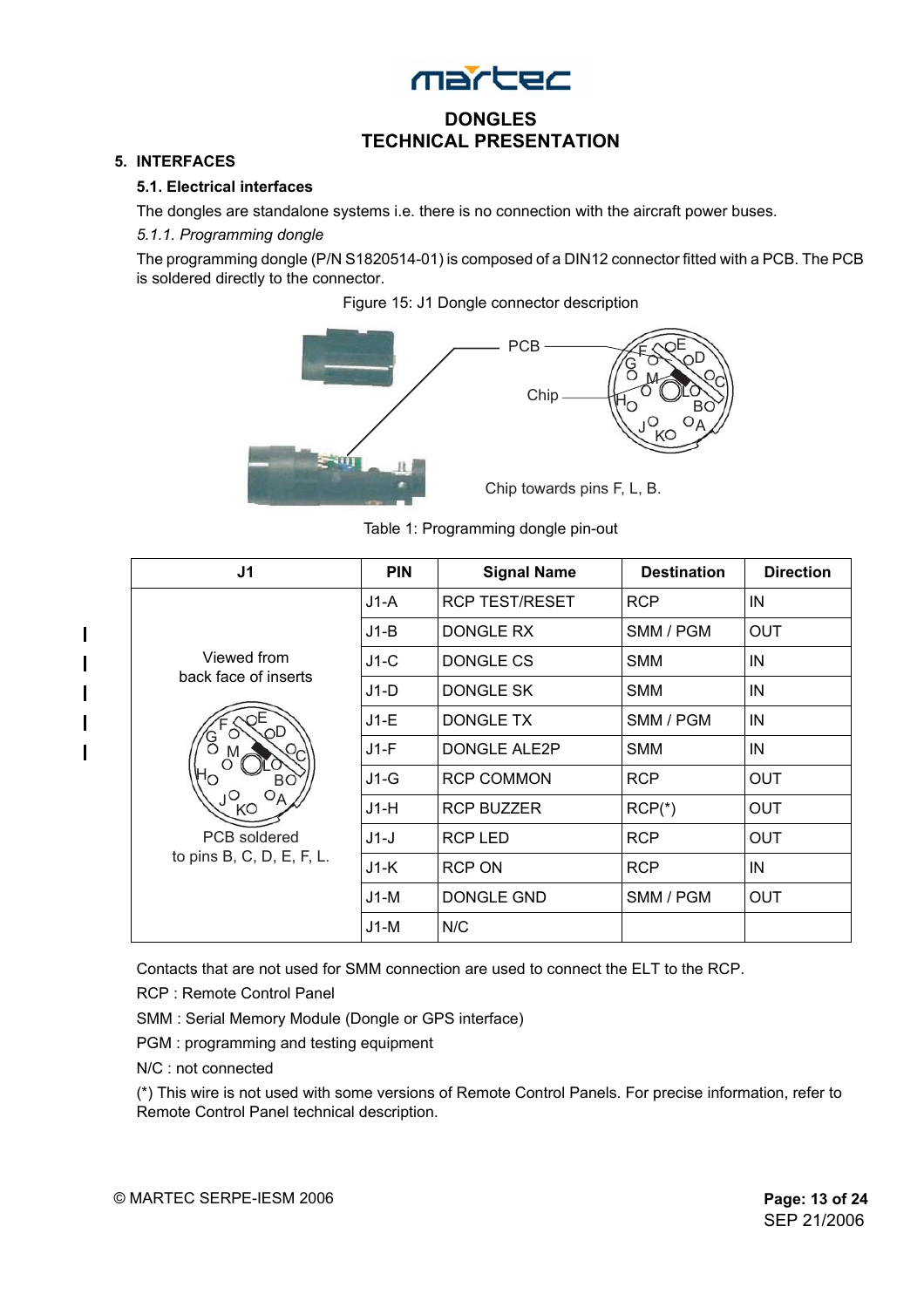# DONGLES
# TECHNICAL PRESENTATION

## 5. INTERFACES

### 5.1. Electrical interfaces

The dongles are standalone systems i.e. there is no connection with the aircraft power buses.

*5.1.1. Programming dongle*

The programming dongle (P/N S1820514-01) is composed of a DIN12 connector fitted with a PCB. The PCB is soldered directly to the connector.

Figure 15: J1 Dongle connector description

PCB

Chip

Chip towards pins F, L, B.

Table 1: Programming dongle pin-out

| J1 | PIN | Signal Name | Destination | Direction |
|---|---|---|---|---|
| Viewed from back face of inserts<br><br>PCB soldered to pins B, C, D, E, F, L. | J1-A | RCP TEST/RESET | RCP | IN |
| | J1-B | DONGLE RX | SMM / PGM | OUT |
| | J1-C | DONGLE CS | SMM | IN |
| | J1-D | DONGLE SK | SMM | IN |
| | J1-E | DONGLE TX | SMM / PGM | IN |
| | J1-F | DONGLE ALE2P | SMM | IN |
| | J1-G | RCP COMMON | RCP | OUT |
| | J1-H | RCP BUZZER | RCP(*) | OUT |
| | J1-J | RCP LED | RCP | OUT |
| | J1-K | RCP ON | RCP | IN |
| | J1-M | DONGLE GND | SMM / PGM | OUT |
| | J1-M | N/C | | |

Contacts that are not used for SMM connection are used to connect the ELT to the RCP.

RCP : Remote Control Panel

SMM : Serial Memory Module (Dongle or GPS interface)

PGM : programming and testing equipment

N/C : not connected

(*) This wire is not used with some versions of Remote Control Panels. For precise information, refer to Remote Control Panel technical description.

© MARTEC SERPE-IESM 2006

SEP 21/2006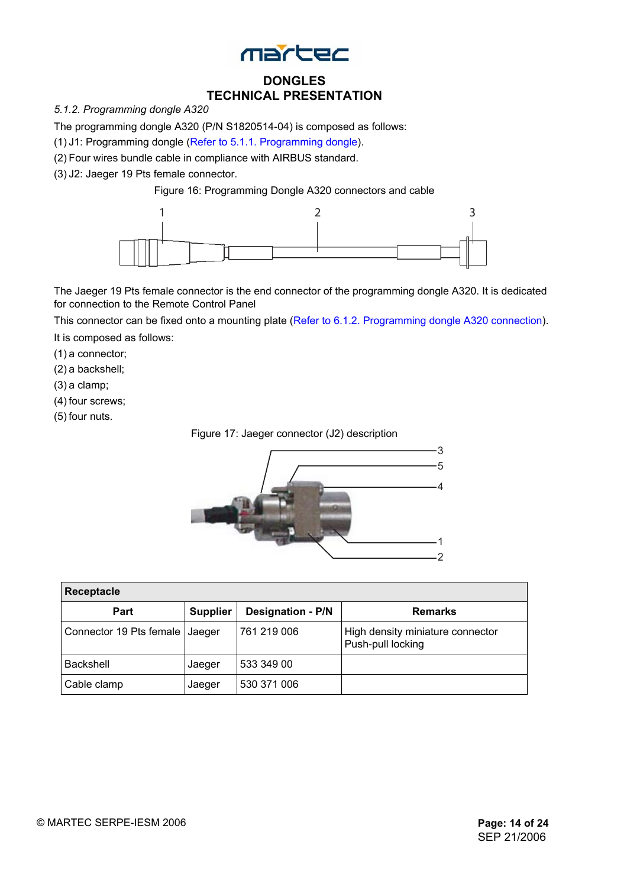# DONGLES
# TECHNICAL PRESENTATION

*5.1.2. Programming dongle A320*

The programming dongle A320 (P/N S1820514-04) is composed as follows:

(1) J1: Programming dongle (Refer to 5.1.1. Programming dongle).

(2) Four wires bundle cable in compliance with AIRBUS standard.

(3) J2: Jaeger 19 Pts female connector.

Figure 16: Programming Dongle A320 connectors and cable

The Jaeger 19 Pts female connector is the end connector of the programming dongle A320. It is dedicated for connection to the Remote Control Panel

This connector can be fixed onto a mounting plate (Refer to 6.1.2. Programming dongle A320 connection).

It is composed as follows:

(1) a connector;

(2) a backshell;

(3) a clamp;

(4) four screws;

(5) four nuts.

Figure 17: Jaeger connector (J2) description

| Receptacle | | | |
|---|---|---|---|
| **Part** | **Supplier** | **Designation - P/N** | **Remarks** |
| Connector 19 Pts female | Jaeger | 761 219 006 | High density miniature connector Push-pull locking |
| Backshell | Jaeger | 533 349 00 | |
| Cable clamp | Jaeger | 530 371 006 | |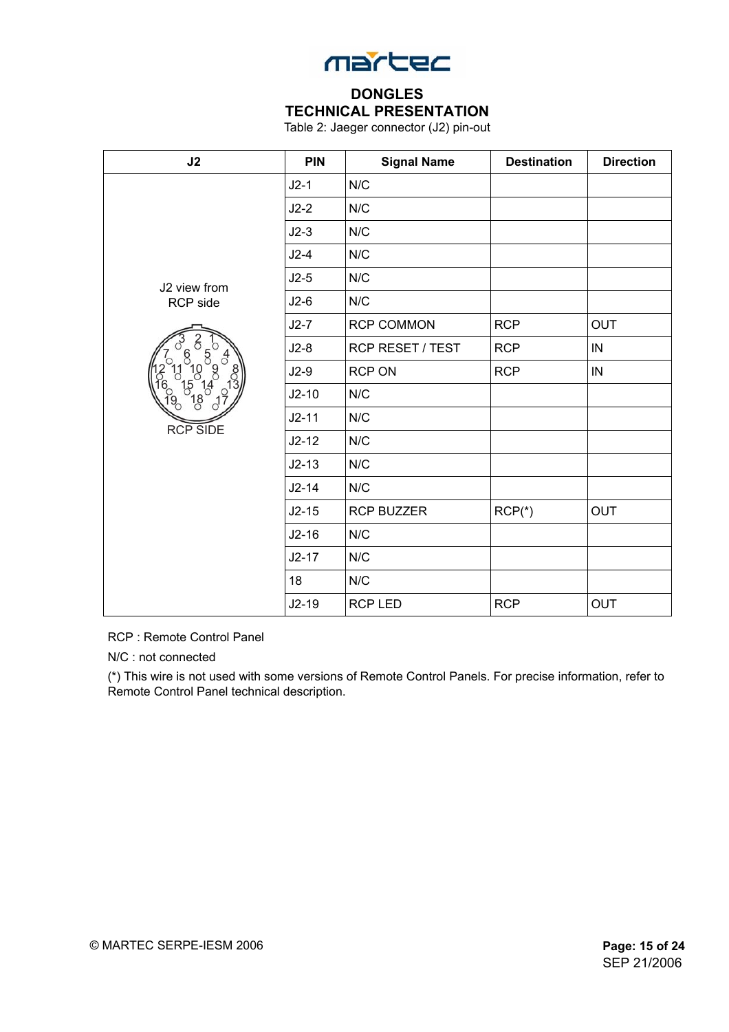# DONGLES
# TECHNICAL PRESENTATION

Table 2: Jaeger connector (J2) pin-out

| J2 | PIN | Signal Name | Destination | Direction |
|---|---|---|---|---|
| J2 view from RCP side<br>RCP SIDE | J2-1 | N/C | | |
| | J2-2 | N/C | | |
| | J2-3 | N/C | | |
| | J2-4 | N/C | | |
| | J2-5 | N/C | | |
| | J2-6 | N/C | | |
| | J2-7 | RCP COMMON | RCP | OUT |
| | J2-8 | RCP RESET / TEST | RCP | IN |
| | J2-9 | RCP ON | RCP | IN |
| | J2-10 | N/C | | |
| | J2-11 | N/C | | |
| | J2-12 | N/C | | |
| | J2-13 | N/C | | |
| | J2-14 | N/C | | |
| | J2-15 | RCP BUZZER | RCP(*) | OUT |
| | J2-16 | N/C | | |
| | J2-17 | N/C | | |
| | 18 | N/C | | |
| | J2-19 | RCP LED | RCP | OUT |

RCP : Remote Control Panel

N/C : not connected

(*) This wire is not used with some versions of Remote Control Panels. For precise information, refer to Remote Control Panel technical description.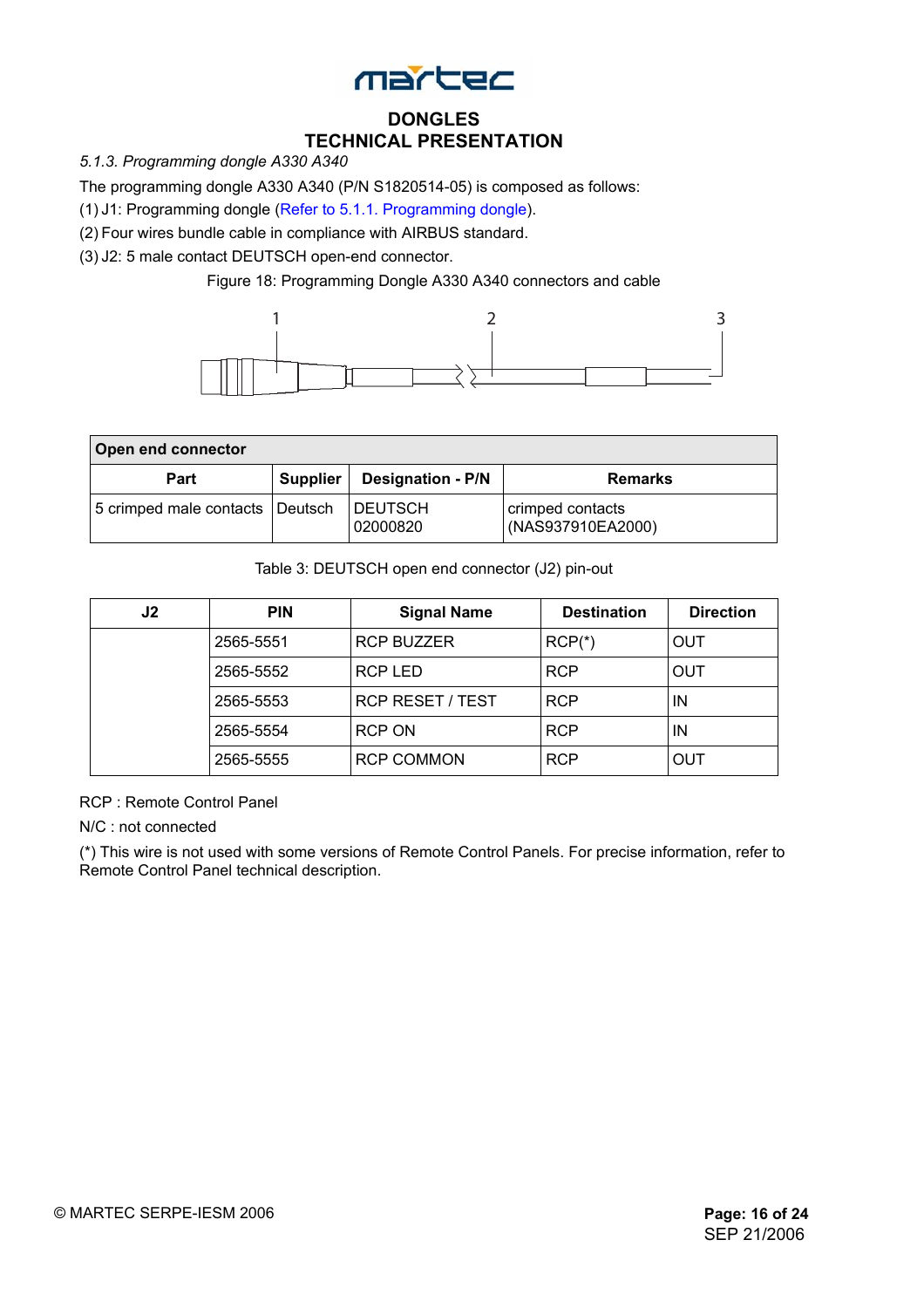# DONGLES
# TECHNICAL PRESENTATION

*5.1.3. Programming dongle A330 A340*

The programming dongle A330 A340 (P/N S1820514-05) is composed as follows:

(1) J1: Programming dongle (Refer to 5.1.1. Programming dongle).

(2) Four wires bundle cable in compliance with AIRBUS standard.

(3) J2: 5 male contact DEUTSCH open-end connector.

Figure 18: Programming Dongle A330 A340 connectors and cable

| Open end connector | | | |
|---|---|---|---|
| **Part** | **Supplier** | **Designation - P/N** | **Remarks** |
| 5 crimped male contacts | Deutsch | DEUTSCH 02000820 | crimped contacts (NAS937910EA2000) |

Table 3: DEUTSCH open end connector (J2) pin-out

| J2 | PIN | Signal Name | Destination | Direction |
|---|---|---|---|---|
| | 2565-5551 | RCP BUZZER | RCP(*) | OUT |
| | 2565-5552 | RCP LED | RCP | OUT |
| | 2565-5553 | RCP RESET / TEST | RCP | IN |
| | 2565-5554 | RCP ON | RCP | IN |
| | 2565-5555 | RCP COMMON | RCP | OUT |

RCP : Remote Control Panel

N/C : not connected

(*) This wire is not used with some versions of Remote Control Panels. For precise information, refer to Remote Control Panel technical description.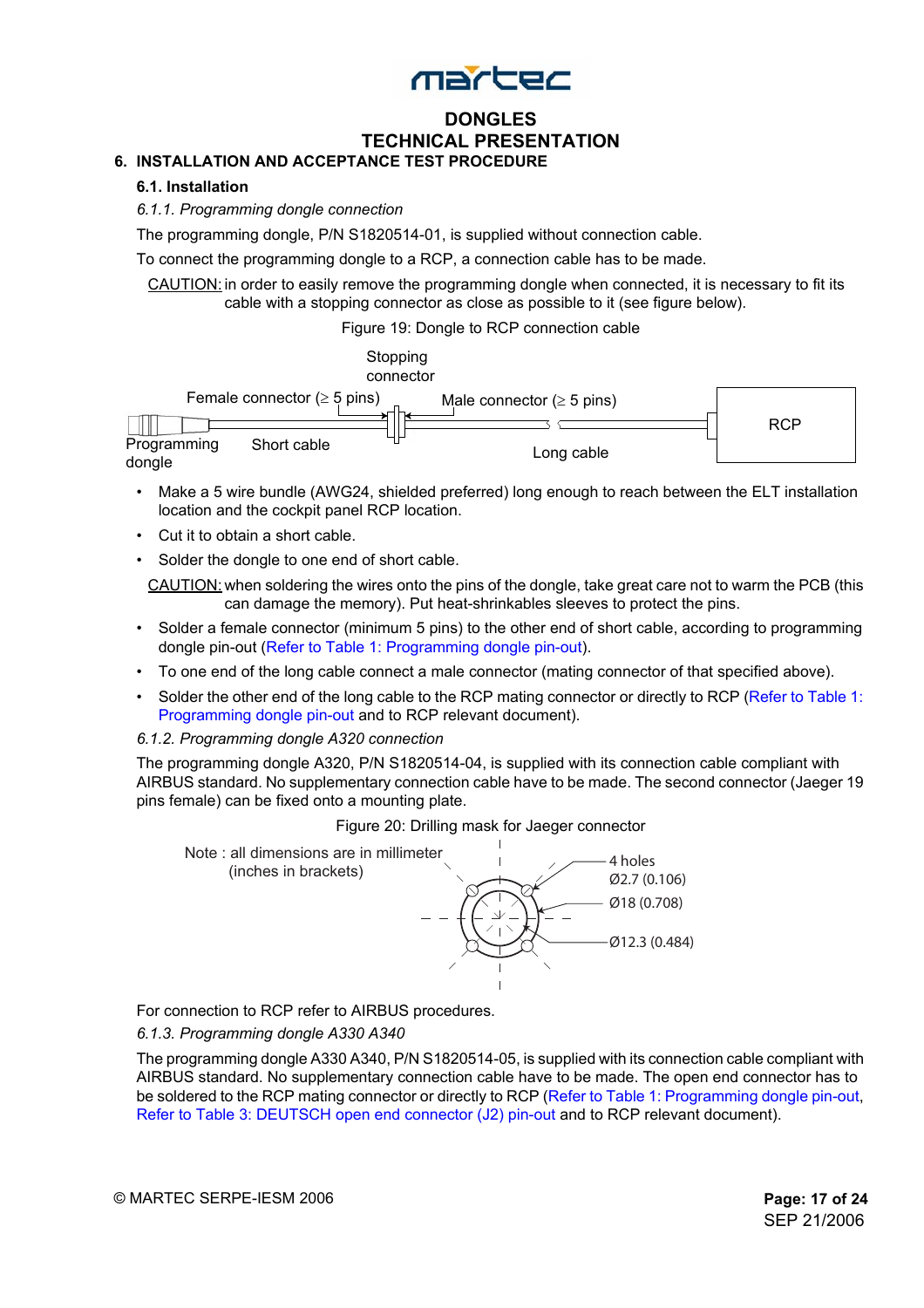# DONGLES
# TECHNICAL PRESENTATION

## 6. INSTALLATION AND ACCEPTANCE TEST PROCEDURE

### 6.1. Installation

*6.1.1. Programming dongle connection*

The programming dongle, P/N S1820514-01, is supplied without connection cable.

To connect the programming dongle to a RCP, a connection cable has to be made.

CAUTION: in order to easily remove the programming dongle when connected, it is necessary to fit its cable with a stopping connector as close as possible to it (see figure below).

Figure 19: Dongle to RCP connection cable

Stopping connector

Female connector (≥ 5 pins) Male connector (≥ 5 pins)

RCP

Programming dongle Short cable Long cable

- Make a 5 wire bundle (AWG24, shielded preferred) long enough to reach between the ELT installation location and the cockpit panel RCP location.
- Cut it to obtain a short cable.
- Solder the dongle to one end of short cable.

CAUTION: when soldering the wires onto the pins of the dongle, take great care not to warm the PCB (this can damage the memory). Put heat-shrinkables sleeves to protect the pins.

- Solder a female connector (minimum 5 pins) to the other end of short cable, according to programming dongle pin-out (Refer to Table 1: Programming dongle pin-out).
- To one end of the long cable connect a male connector (mating connector of that specified above).
- Solder the other end of the long cable to the RCP mating connector or directly to RCP (Refer to Table 1: Programming dongle pin-out and to RCP relevant document).

*6.1.2. Programming dongle A320 connection*

The programming dongle A320, P/N S1820514-04, is supplied with its connection cable compliant with AIRBUS standard. No supplementary connection cable have to be made. The second connector (Jaeger 19 pins female) can be fixed onto a mounting plate.

Figure 20: Drilling mask for Jaeger connector

Note : all dimensions are in millimeter (inches in brackets)

4 holes Ø2.7 (0.106)

Ø18 (0.708)

Ø12.3 (0.484)

For connection to RCP refer to AIRBUS procedures.

*6.1.3. Programming dongle A330 A340*

The programming dongle A330 A340, P/N S1820514-05, is supplied with its connection cable compliant with AIRBUS standard. No supplementary connection cable have to be made. The open end connector has to be soldered to the RCP mating connector or directly to RCP (Refer to Table 1: Programming dongle pin-out, Refer to Table 3: DEUTSCH open end connector (J2) pin-out and to RCP relevant document).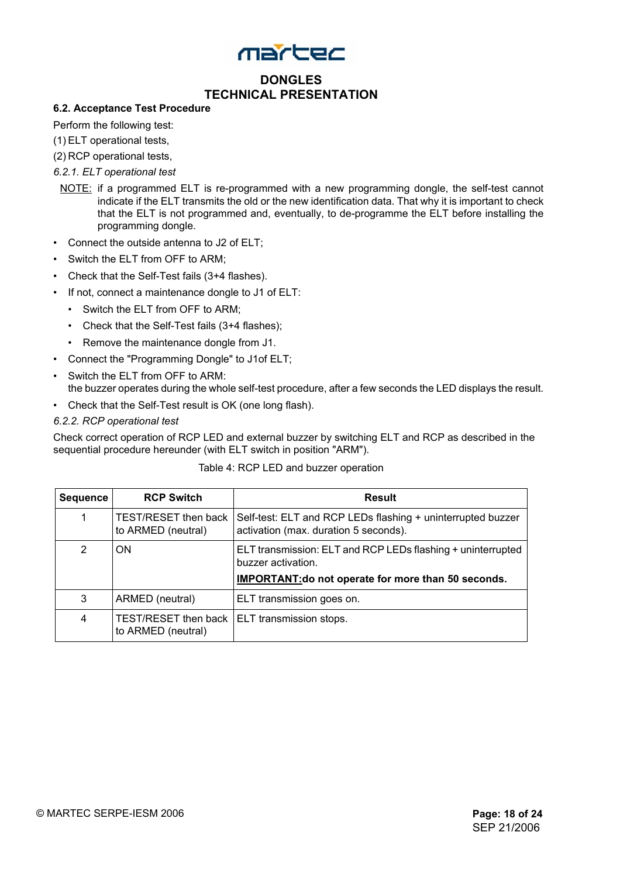### 6.2. Acceptance Test Procedure

Perform the following test:

(1) ELT operational tests,

(2) RCP operational tests,

*6.2.1. ELT operational test*

NOTE: if a programmed ELT is re-programmed with a new programming dongle, the self-test cannot indicate if the ELT transmits the old or the new identification data. That why it is important to check that the ELT is not programmed and, eventually, to de-programme the ELT before installing the programming dongle.

- Connect the outside antenna to J2 of ELT;
- Switch the ELT from OFF to ARM;
- Check that the Self-Test fails (3+4 flashes).
- If not, connect a maintenance dongle to J1 of ELT:
  - Switch the ELT from OFF to ARM;
  - Check that the Self-Test fails (3+4 flashes);
  - Remove the maintenance dongle from J1.
- Connect the "Programming Dongle" to J1of ELT;
- Switch the ELT from OFF to ARM:
  the buzzer operates during the whole self-test procedure, after a few seconds the LED displays the result.
- Check that the Self-Test result is OK (one long flash).

*6.2.2. RCP operational test*

Check correct operation of RCP LED and external buzzer by switching ELT and RCP as described in the sequential procedure hereunder (with ELT switch in position "ARM").

Table 4: RCP LED and buzzer operation

| Sequence | RCP Switch | Result |
|---|---|---|
| 1 | TEST/RESET then back to ARMED (neutral) | Self-test: ELT and RCP LEDs flashing + uninterrupted buzzer activation (max. duration 5 seconds). |
| 2 | ON | ELT transmission: ELT and RCP LEDs flashing + uninterrupted buzzer activation. **IMPORTANT:do not operate for more than 50 seconds.** |
| 3 | ARMED (neutral) | ELT transmission goes on. |
| 4 | TEST/RESET then back to ARMED (neutral) | ELT transmission stops. |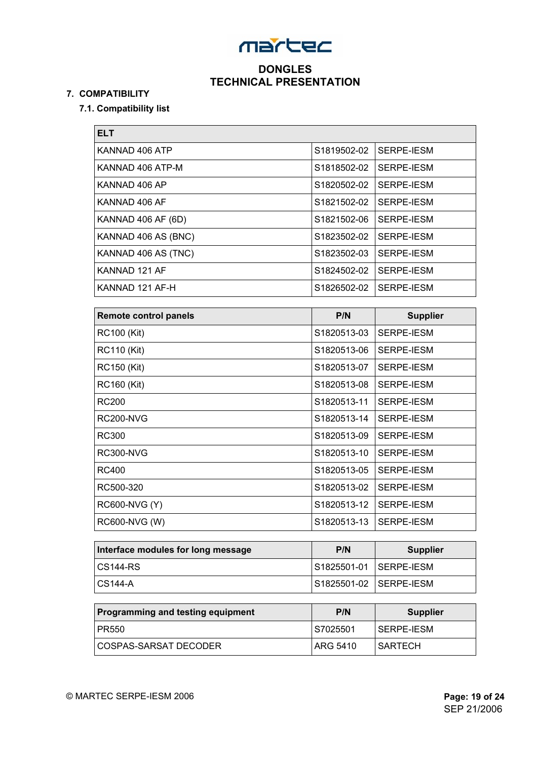## 7. COMPATIBILITY

### 7.1. Compatibility list

| ELT | | |
|---|---|---|
| KANNAD 406 ATP | S1819502-02 | SERPE-IESM |
| KANNAD 406 ATP-M | S1818502-02 | SERPE-IESM |
| KANNAD 406 AP | S1820502-02 | SERPE-IESM |
| KANNAD 406 AF | S1821502-02 | SERPE-IESM |
| KANNAD 406 AF (6D) | S1821502-06 | SERPE-IESM |
| KANNAD 406 AS (BNC) | S1823502-02 | SERPE-IESM |
| KANNAD 406 AS (TNC) | S1823502-03 | SERPE-IESM |
| KANNAD 121 AF | S1824502-02 | SERPE-IESM |
| KANNAD 121 AF-H | S1826502-02 | SERPE-IESM |

| Remote control panels | P/N | Supplier |
|---|---|---|
| RC100 (Kit) | S1820513-03 | SERPE-IESM |
| RC110 (Kit) | S1820513-06 | SERPE-IESM |
| RC150 (Kit) | S1820513-07 | SERPE-IESM |
| RC160 (Kit) | S1820513-08 | SERPE-IESM |
| RC200 | S1820513-11 | SERPE-IESM |
| RC200-NVG | S1820513-14 | SERPE-IESM |
| RC300 | S1820513-09 | SERPE-IESM |
| RC300-NVG | S1820513-10 | SERPE-IESM |
| RC400 | S1820513-05 | SERPE-IESM |
| RC500-320 | S1820513-02 | SERPE-IESM |
| RC600-NVG (Y) | S1820513-12 | SERPE-IESM |
| RC600-NVG (W) | S1820513-13 | SERPE-IESM |

| Interface modules for long message | P/N | Supplier |
|---|---|---|
| CS144-RS | S1825501-01 | SERPE-IESM |
| CS144-A | S1825501-02 | SERPE-IESM |

| Programming and testing equipment | P/N | Supplier |
|---|---|---|
| PR550 | S7025501 | SERPE-IESM |
| COSPAS-SARSAT DECODER | ARG 5410 | SARTECH |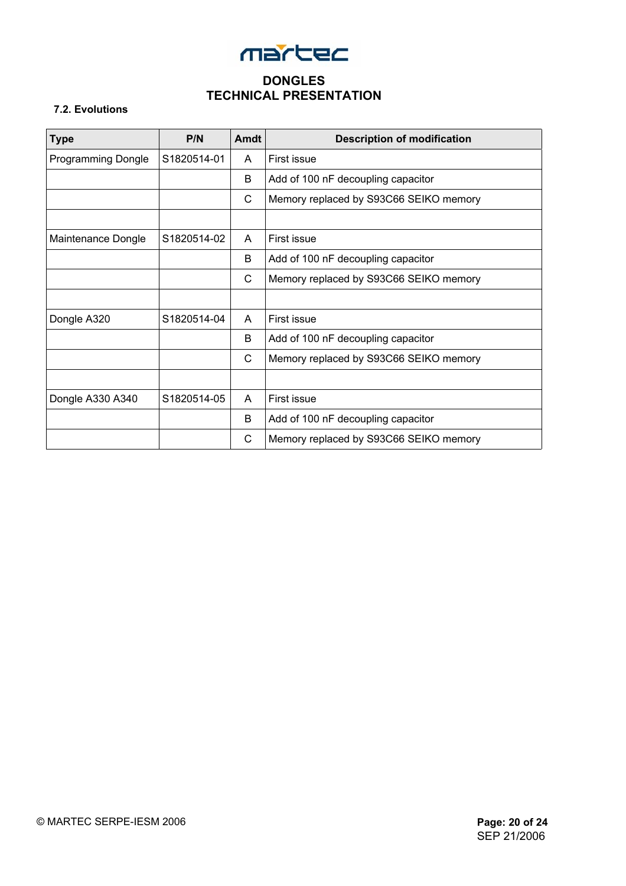### 7.2. Evolutions

| Type | P/N | Amdt | Description of modification |
|---|---|---|---|
| Programming Dongle | S1820514-01 | A | First issue |
| | | B | Add of 100 nF decoupling capacitor |
| | | C | Memory replaced by S93C66 SEIKO memory |
| | | | |
| Maintenance Dongle | S1820514-02 | A | First issue |
| | | B | Add of 100 nF decoupling capacitor |
| | | C | Memory replaced by S93C66 SEIKO memory |
| | | | |
| Dongle A320 | S1820514-04 | A | First issue |
| | | B | Add of 100 nF decoupling capacitor |
| | | C | Memory replaced by S93C66 SEIKO memory |
| | | | |
| Dongle A330 A340 | S1820514-05 | A | First issue |
| | | B | Add of 100 nF decoupling capacitor |
| | | C | Memory replaced by S93C66 SEIKO memory |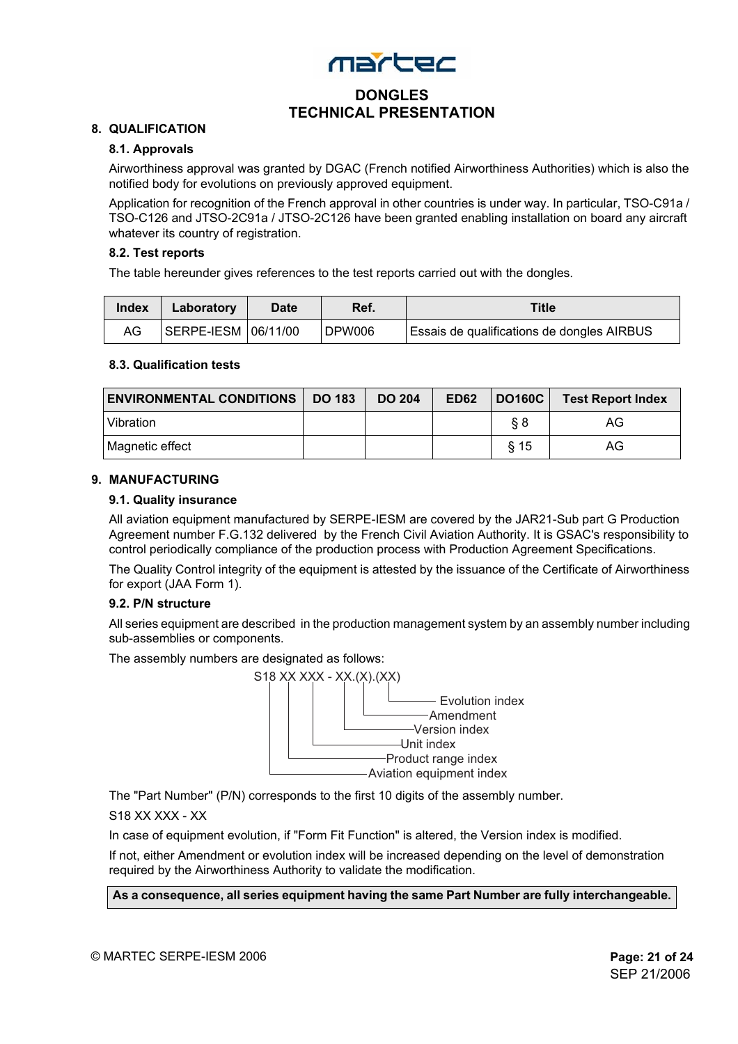## 8. QUALIFICATION

### 8.1. Approvals

Airworthiness approval was granted by DGAC (French notified Airworthiness Authorities) which is also the notified body for evolutions on previously approved equipment.

Application for recognition of the French approval in other countries is under way. In particular, TSO-C91a / TSO-C126 and JTSO-2C91a / JTSO-2C126 have been granted enabling installation on board any aircraft whatever its country of registration.

### 8.2. Test reports

The table hereunder gives references to the test reports carried out with the dongles.

| Index | Laboratory | Date | Ref. | Title |
|---|---|---|---|---|
| AG | SERPE-IESM | 06/11/00 | DPW006 | Essais de qualifications de dongles AIRBUS |

### 8.3. Qualification tests

| ENVIRONMENTAL CONDITIONS | DO 183 | DO 204 | ED62 | DO160C | Test Report Index |
|---|---|---|---|---|---|
| Vibration | | | | § 8 | AG |
| Magnetic effect | | | | § 15 | AG |

## 9. MANUFACTURING

### 9.1. Quality insurance

All aviation equipment manufactured by SERPE-IESM are covered by the JAR21-Sub part G Production Agreement number F.G.132 delivered by the French Civil Aviation Authority. It is GSAC's responsibility to control periodically compliance of the production process with Production Agreement Specifications.

The Quality Control integrity of the equipment is attested by the issuance of the Certificate of Airworthiness for export (JAA Form 1).

### 9.2. P/N structure

All series equipment are described in the production management system by an assembly number including sub-assemblies or components.

The assembly numbers are designated as follows:

```
S18 XX XXX - XX.(X).(XX)
 |   |   |    |   |   |
 |   |   |    |   |   └── Evolution index
 |   |   |    |   └────── Amendment
 |   |   |    └────────── Version index
 |   |   └─────────────── Unit index
 |   └─────────────────── Product range index
 └─────────────────────── Aviation equipment index
```

The "Part Number" (P/N) corresponds to the first 10 digits of the assembly number.

S18 XX XXX - XX

In case of equipment evolution, if "Form Fit Function" is altered, the Version index is modified.

If not, either Amendment or evolution index will be increased depending on the level of demonstration required by the Airworthiness Authority to validate the modification.

**As a consequence, all series equipment having the same Part Number are fully interchangeable.**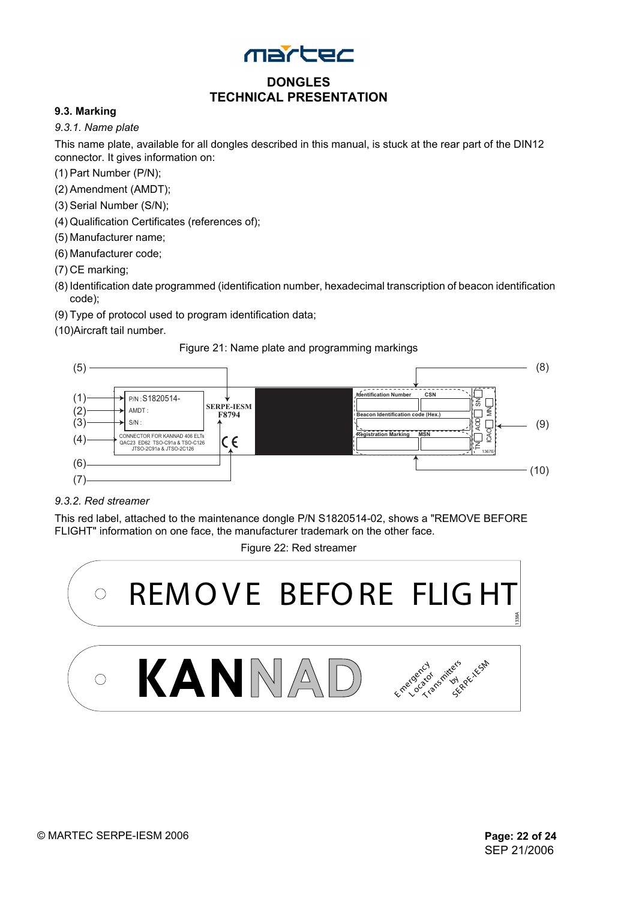### 9.3. Marking

#### *9.3.1. Name plate*

This name plate, available for all dongles described in this manual, is stuck at the rear part of the DIN12 connector. It gives information on:

(1) Part Number (P/N);

(2) Amendment (AMDT);

(3) Serial Number (S/N);

(4) Qualification Certificates (references of);

(5) Manufacturer name;

(6) Manufacturer code;

(7) CE marking;

(8) Identification date programmed (identification number, hexadecimal transcription of beacon identification code);

(9) Type of protocol used to program identification data;

(10) Aircraft tail number.

Figure 21: Name plate and programming markings

(5) (8) (1) (2) (3) (4) (6) (7) (9) (10)

P/N : S1820514-
AMDT :
S/N :
CONNECTOR FOR KANNAD 406 ELTs
QAC23 ED62 TSO-C91a & TSO-C126
JTSO-2C91a & JTSO-2C126

SERPE-IESM
F8794

Identification Number CSN
Beacon Identification code (Hex.)
Registration Marking MSN
SN MN AOD ICAO TN
1367E

#### *9.3.2. Red streamer*

This red label, attached to the maintenance dongle P/N S1820514-02, shows a "REMOVE BEFORE FLIGHT" information on one face, the manufacturer trademark on the other face.

Figure 22: Red streamer

REMOVE BEFORE FLIGHT

1338A

KANNAD

Emergency Locator Transmitters by SERPE-IESM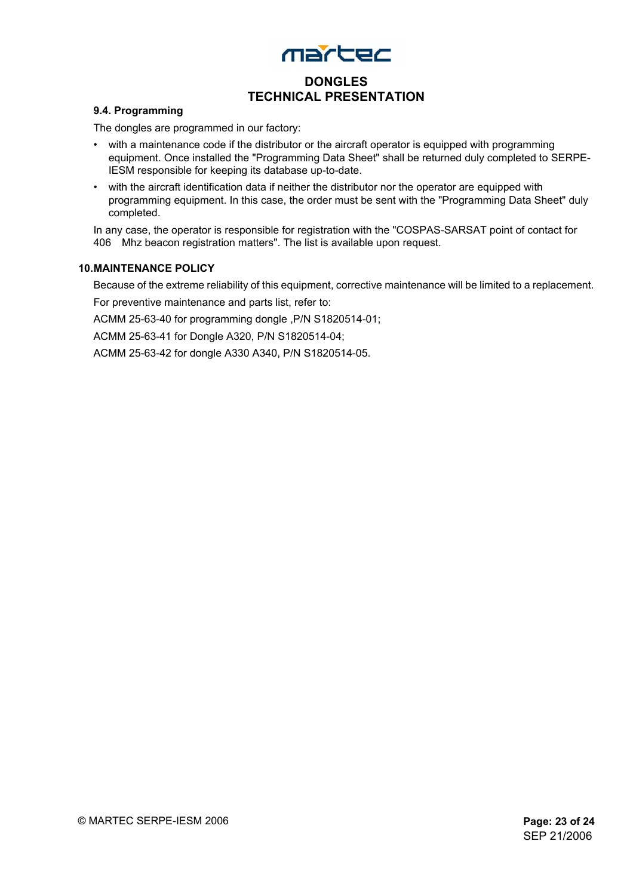### 9.4. Programming

The dongles are programmed in our factory:

- with a maintenance code if the distributor or the aircraft operator is equipped with programming equipment. Once installed the "Programming Data Sheet" shall be returned duly completed to SERPE-IESM responsible for keeping its database up-to-date.
- with the aircraft identification data if neither the distributor nor the operator are equipped with programming equipment. In this case, the order must be sent with the "Programming Data Sheet" duly completed.

In any case, the operator is responsible for registration with the "COSPAS-SARSAT point of contact for 406 Mhz beacon registration matters". The list is available upon request.

## 10. MAINTENANCE POLICY

Because of the extreme reliability of this equipment, corrective maintenance will be limited to a replacement.

For preventive maintenance and parts list, refer to:

ACMM 25-63-40 for programming dongle ,P/N S1820514-01;

ACMM 25-63-41 for Dongle A320, P/N S1820514-04;

ACMM 25-63-42 for dongle A330 A340, P/N S1820514-05.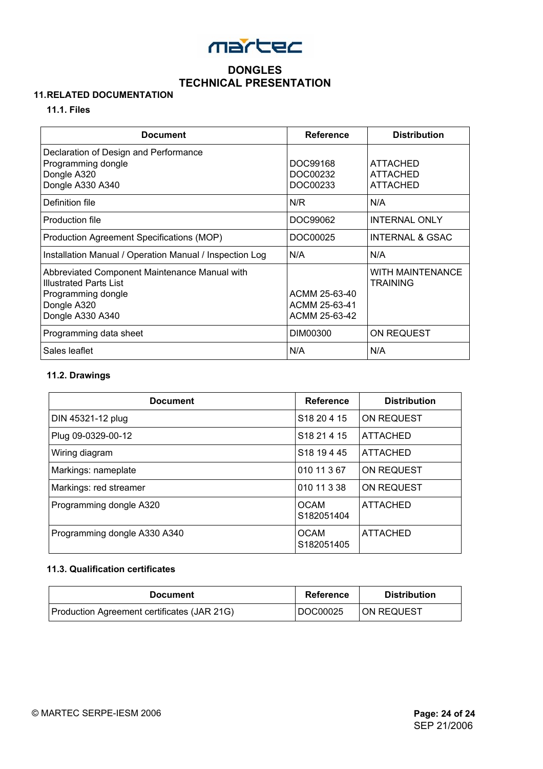# 11. RELATED DOCUMENTATION

## 11.1. Files

| Document | Reference | Distribution |
|---|---|---|
| Declaration of Design and Performance<br>Programming dongle<br>Dongle A320<br>Dongle A330 A340 | <br>DOC99168<br>DOC00232<br>DOC00233 | <br>ATTACHED<br>ATTACHED<br>ATTACHED |
| Definition file | N/R | N/A |
| Production file | DOC99062 | INTERNAL ONLY |
| Production Agreement Specifications (MOP) | DOC00025 | INTERNAL & GSAC |
| Installation Manual / Operation Manual / Inspection Log | N/A | N/A |
| Abbreviated Component Maintenance Manual with Illustrated Parts List<br>Programming dongle<br>Dongle A320<br>Dongle A330 A340 | <br><br>ACMM 25-63-40<br>ACMM 25-63-41<br>ACMM 25-63-42 | WITH MAINTENANCE TRAINING |
| Programming data sheet | DIM00300 | ON REQUEST |
| Sales leaflet | N/A | N/A |

## 11.2. Drawings

| Document | Reference | Distribution |
|---|---|---|
| DIN 45321-12 plug | S18 20 4 15 | ON REQUEST |
| Plug 09-0329-00-12 | S18 21 4 15 | ATTACHED |
| Wiring diagram | S18 19 4 45 | ATTACHED |
| Markings: nameplate | 010 11 3 67 | ON REQUEST |
| Markings: red streamer | 010 11 3 38 | ON REQUEST |
| Programming dongle A320 | OCAM S182051404 | ATTACHED |
| Programming dongle A330 A340 | OCAM S182051405 | ATTACHED |

## 11.3. Qualification certificates

| Document | Reference | Distribution |
|---|---|---|
| Production Agreement certificates (JAR 21G) | DOC00025 | ON REQUEST |

© MARTEC SERPE-IESM 2006

SEP 21/2006